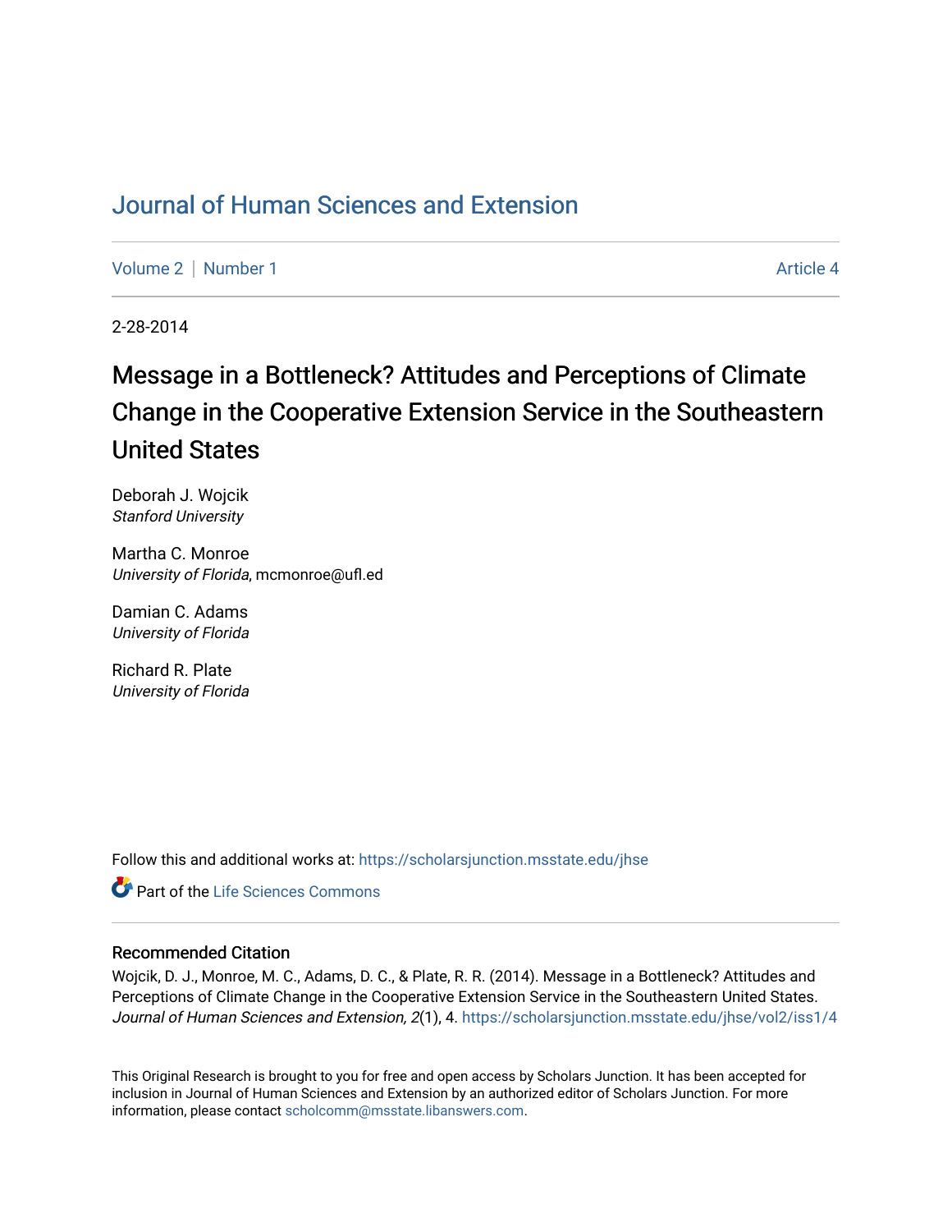# Journal of Human Sciences and Extension

Volume 2 | Number 1 Article 4

2-28-2014

## Message in a Bottleneck? Attitudes and Perceptions of Climate Change in the Cooperative Extension Service in the Southeastern United States

Deborah J. Wojcik
*Stanford University*

Martha C. Monroe
*University of Florida*, mcmonroe@ufl.ed

Damian C. Adams
*University of Florida*

Richard R. Plate
*University of Florida*

Follow this and additional works at: https://scholarsjunction.msstate.edu/jhse

Part of the Life Sciences Commons

### Recommended Citation

Wojcik, D. J., Monroe, M. C., Adams, D. C., & Plate, R. R. (2014). Message in a Bottleneck? Attitudes and Perceptions of Climate Change in the Cooperative Extension Service in the Southeastern United States. *Journal of Human Sciences and Extension, 2*(1), 4. https://scholarsjunction.msstate.edu/jhse/vol2/iss1/4

This Original Research is brought to you for free and open access by Scholars Junction. It has been accepted for inclusion in Journal of Human Sciences and Extension by an authorized editor of Scholars Junction. For more information, please contact scholcomm@msstate.libanswers.com.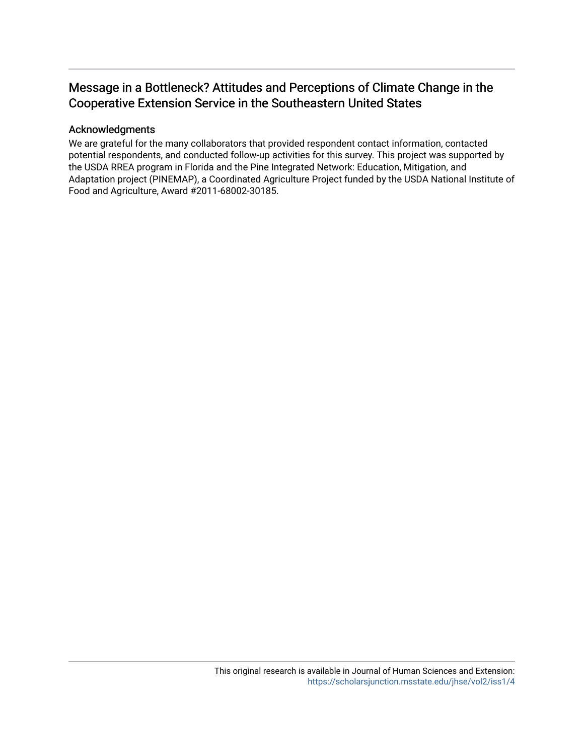# Message in a Bottleneck? Attitudes and Perceptions of Climate Change in the Cooperative Extension Service in the Southeastern United States

## Acknowledgments

We are grateful for the many collaborators that provided respondent contact information, contacted potential respondents, and conducted follow-up activities for this survey. This project was supported by the USDA RREA program in Florida and the Pine Integrated Network: Education, Mitigation, and Adaptation project (PINEMAP), a Coordinated Agriculture Project funded by the USDA National Institute of Food and Agriculture, Award #2011-68002-30185.

This original research is available in Journal of Human Sciences and Extension: https://scholarsjunction.msstate.edu/jhse/vol2/iss1/4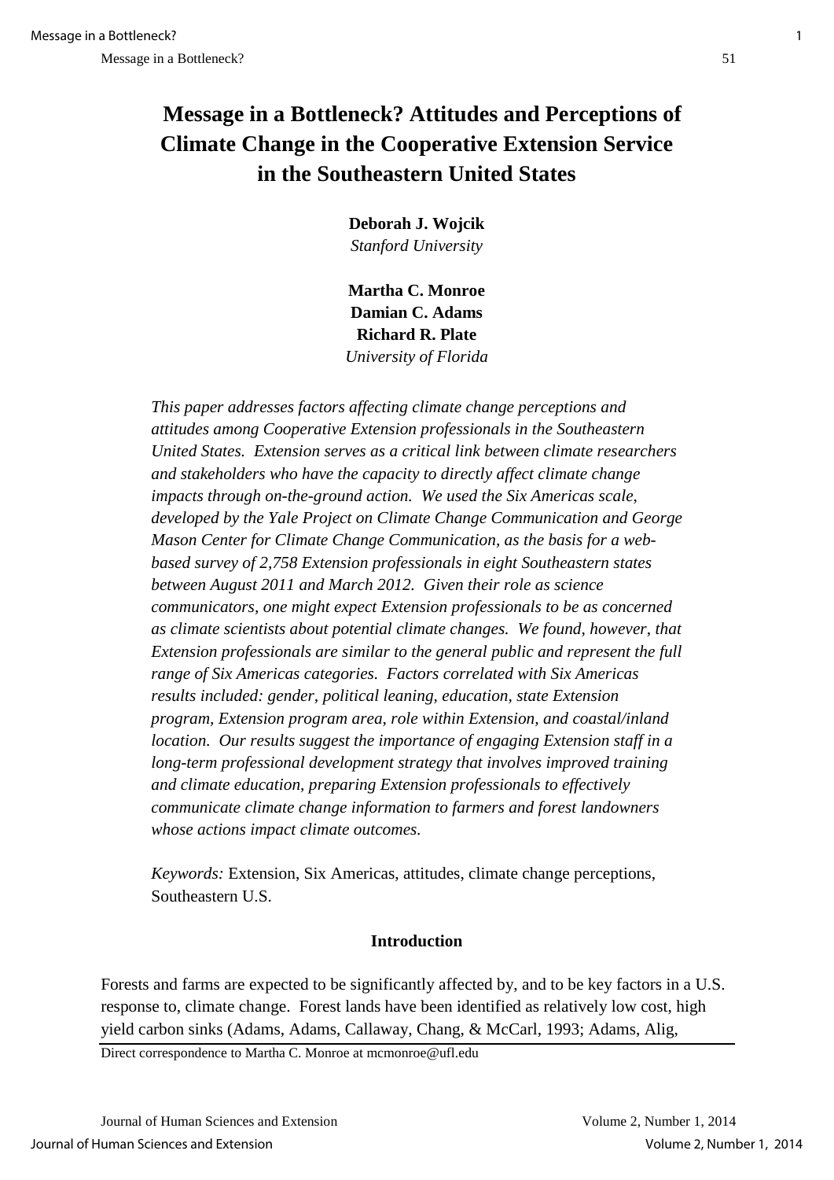# Message in a Bottleneck? Attitudes and Perceptions of Climate Change in the Cooperative Extension Service in the Southeastern United States

**Deborah J. Wojcik**
*Stanford University*

**Martha C. Monroe**
**Damian C. Adams**
**Richard R. Plate**
*University of Florida*

*This paper addresses factors affecting climate change perceptions and attitudes among Cooperative Extension professionals in the Southeastern United States. Extension serves as a critical link between climate researchers and stakeholders who have the capacity to directly affect climate change impacts through on-the-ground action. We used the Six Americas scale, developed by the Yale Project on Climate Change Communication and George Mason Center for Climate Change Communication, as the basis for a web-based survey of 2,758 Extension professionals in eight Southeastern states between August 2011 and March 2012. Given their role as science communicators, one might expect Extension professionals to be as concerned as climate scientists about potential climate changes. We found, however, that Extension professionals are similar to the general public and represent the full range of Six Americas categories. Factors correlated with Six Americas results included: gender, political leaning, education, state Extension program, Extension program area, role within Extension, and coastal/inland location. Our results suggest the importance of engaging Extension staff in a long-term professional development strategy that involves improved training and climate education, preparing Extension professionals to effectively communicate climate change information to farmers and forest landowners whose actions impact climate outcomes.*

*Keywords:* Extension, Six Americas, attitudes, climate change perceptions, Southeastern U.S.

## Introduction

Forests and farms are expected to be significantly affected by, and to be key factors in a U.S. response to, climate change. Forest lands have been identified as relatively low cost, high yield carbon sinks (Adams, Adams, Callaway, Chang, & McCarl, 1993; Adams, Alig,

Direct correspondence to Martha C. Monroe at mcmonroe@ufl.edu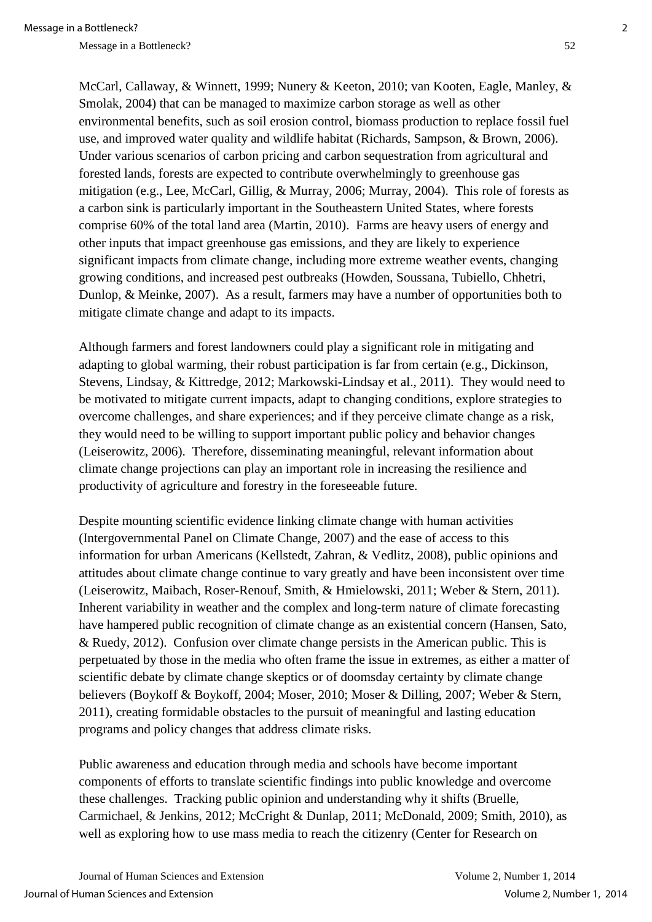McCarl, Callaway, & Winnett, 1999; Nunery & Keeton, 2010; van Kooten, Eagle, Manley, & Smolak, 2004) that can be managed to maximize carbon storage as well as other environmental benefits, such as soil erosion control, biomass production to replace fossil fuel use, and improved water quality and wildlife habitat (Richards, Sampson, & Brown, 2006). Under various scenarios of carbon pricing and carbon sequestration from agricultural and forested lands, forests are expected to contribute overwhelmingly to greenhouse gas mitigation (e.g., Lee, McCarl, Gillig, & Murray, 2006; Murray, 2004). This role of forests as a carbon sink is particularly important in the Southeastern United States, where forests comprise 60% of the total land area (Martin, 2010). Farms are heavy users of energy and other inputs that impact greenhouse gas emissions, and they are likely to experience significant impacts from climate change, including more extreme weather events, changing growing conditions, and increased pest outbreaks (Howden, Soussana, Tubiello, Chhetri, Dunlop, & Meinke, 2007). As a result, farmers may have a number of opportunities both to mitigate climate change and adapt to its impacts.

Although farmers and forest landowners could play a significant role in mitigating and adapting to global warming, their robust participation is far from certain (e.g., Dickinson, Stevens, Lindsay, & Kittredge, 2012; Markowski-Lindsay et al., 2011). They would need to be motivated to mitigate current impacts, adapt to changing conditions, explore strategies to overcome challenges, and share experiences; and if they perceive climate change as a risk, they would need to be willing to support important public policy and behavior changes (Leiserowitz, 2006). Therefore, disseminating meaningful, relevant information about climate change projections can play an important role in increasing the resilience and productivity of agriculture and forestry in the foreseeable future.

Despite mounting scientific evidence linking climate change with human activities (Intergovernmental Panel on Climate Change, 2007) and the ease of access to this information for urban Americans (Kellstedt, Zahran, & Vedlitz, 2008), public opinions and attitudes about climate change continue to vary greatly and have been inconsistent over time (Leiserowitz, Maibach, Roser-Renouf, Smith, & Hmielowski, 2011; Weber & Stern, 2011). Inherent variability in weather and the complex and long-term nature of climate forecasting have hampered public recognition of climate change as an existential concern (Hansen, Sato, & Ruedy, 2012). Confusion over climate change persists in the American public. This is perpetuated by those in the media who often frame the issue in extremes, as either a matter of scientific debate by climate change skeptics or of doomsday certainty by climate change believers (Boykoff & Boykoff, 2004; Moser, 2010; Moser & Dilling, 2007; Weber & Stern, 2011), creating formidable obstacles to the pursuit of meaningful and lasting education programs and policy changes that address climate risks.

Public awareness and education through media and schools have become important components of efforts to translate scientific findings into public knowledge and overcome these challenges. Tracking public opinion and understanding why it shifts (Bruelle, Carmichael, & Jenkins, 2012; McCright & Dunlap, 2011; McDonald, 2009; Smith, 2010), as well as exploring how to use mass media to reach the citizenry (Center for Research on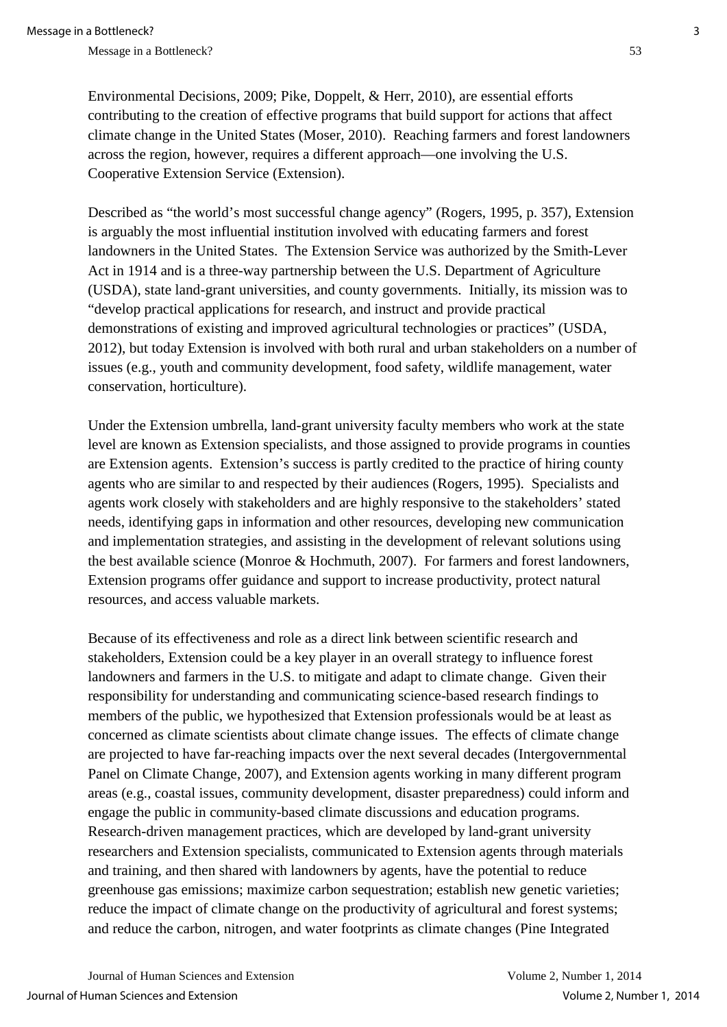Environmental Decisions, 2009; Pike, Doppelt, & Herr, 2010), are essential efforts contributing to the creation of effective programs that build support for actions that affect climate change in the United States (Moser, 2010). Reaching farmers and forest landowners across the region, however, requires a different approach—one involving the U.S. Cooperative Extension Service (Extension).

Described as "the world's most successful change agency" (Rogers, 1995, p. 357), Extension is arguably the most influential institution involved with educating farmers and forest landowners in the United States. The Extension Service was authorized by the Smith-Lever Act in 1914 and is a three-way partnership between the U.S. Department of Agriculture (USDA), state land-grant universities, and county governments. Initially, its mission was to "develop practical applications for research, and instruct and provide practical demonstrations of existing and improved agricultural technologies or practices" (USDA, 2012), but today Extension is involved with both rural and urban stakeholders on a number of issues (e.g., youth and community development, food safety, wildlife management, water conservation, horticulture).

Under the Extension umbrella, land-grant university faculty members who work at the state level are known as Extension specialists, and those assigned to provide programs in counties are Extension agents. Extension's success is partly credited to the practice of hiring county agents who are similar to and respected by their audiences (Rogers, 1995). Specialists and agents work closely with stakeholders and are highly responsive to the stakeholders' stated needs, identifying gaps in information and other resources, developing new communication and implementation strategies, and assisting in the development of relevant solutions using the best available science (Monroe & Hochmuth, 2007). For farmers and forest landowners, Extension programs offer guidance and support to increase productivity, protect natural resources, and access valuable markets.

Because of its effectiveness and role as a direct link between scientific research and stakeholders, Extension could be a key player in an overall strategy to influence forest landowners and farmers in the U.S. to mitigate and adapt to climate change. Given their responsibility for understanding and communicating science-based research findings to members of the public, we hypothesized that Extension professionals would be at least as concerned as climate scientists about climate change issues. The effects of climate change are projected to have far-reaching impacts over the next several decades (Intergovernmental Panel on Climate Change, 2007), and Extension agents working in many different program areas (e.g., coastal issues, community development, disaster preparedness) could inform and engage the public in community-based climate discussions and education programs. Research-driven management practices, which are developed by land-grant university researchers and Extension specialists, communicated to Extension agents through materials and training, and then shared with landowners by agents, have the potential to reduce greenhouse gas emissions; maximize carbon sequestration; establish new genetic varieties; reduce the impact of climate change on the productivity of agricultural and forest systems; and reduce the carbon, nitrogen, and water footprints as climate changes (Pine Integrated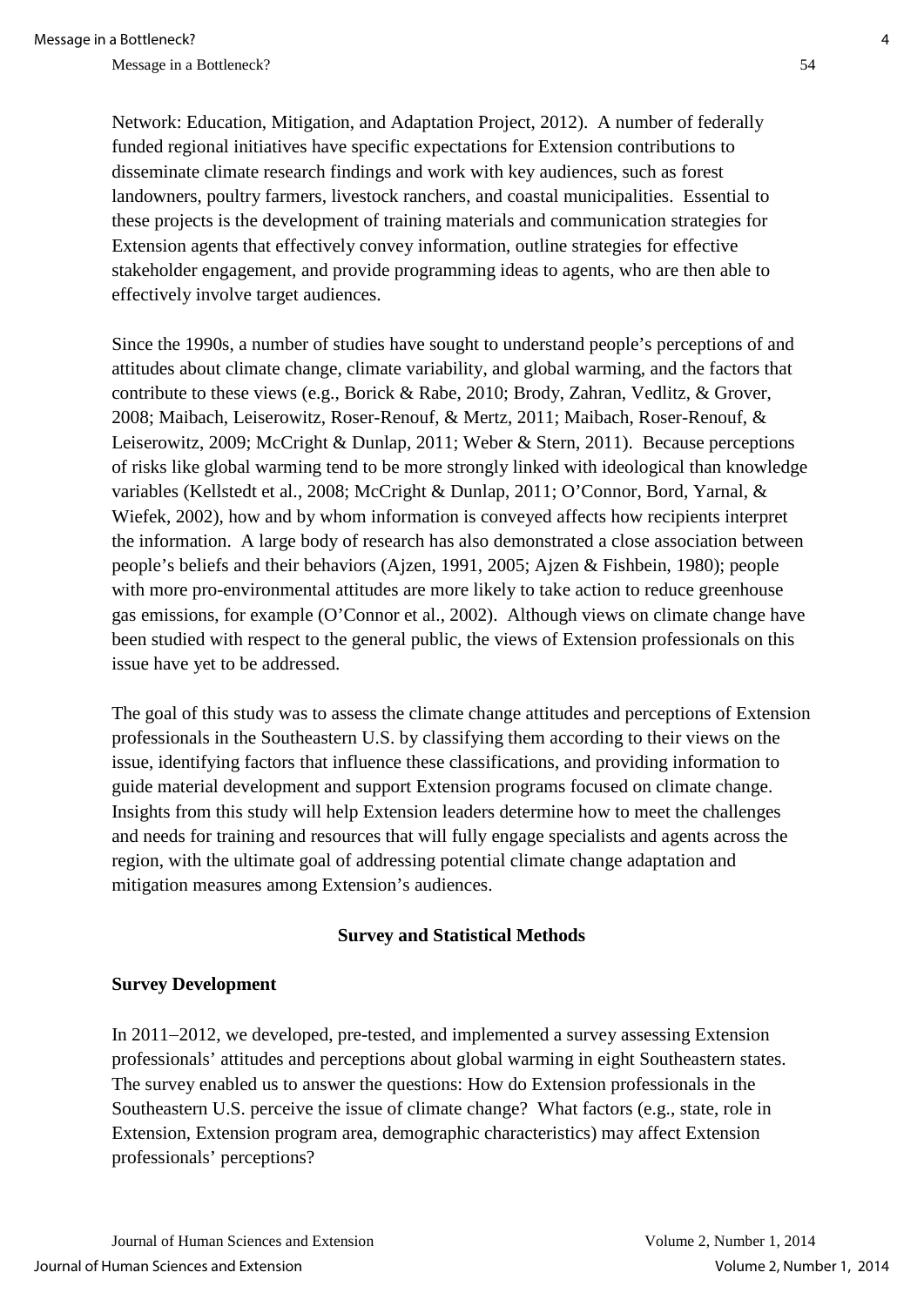Network: Education, Mitigation, and Adaptation Project, 2012). A number of federally funded regional initiatives have specific expectations for Extension contributions to disseminate climate research findings and work with key audiences, such as forest landowners, poultry farmers, livestock ranchers, and coastal municipalities. Essential to these projects is the development of training materials and communication strategies for Extension agents that effectively convey information, outline strategies for effective stakeholder engagement, and provide programming ideas to agents, who are then able to effectively involve target audiences.

Since the 1990s, a number of studies have sought to understand people's perceptions of and attitudes about climate change, climate variability, and global warming, and the factors that contribute to these views (e.g., Borick & Rabe, 2010; Brody, Zahran, Vedlitz, & Grover, 2008; Maibach, Leiserowitz, Roser-Renouf, & Mertz, 2011; Maibach, Roser-Renouf, & Leiserowitz, 2009; McCright & Dunlap, 2011; Weber & Stern, 2011). Because perceptions of risks like global warming tend to be more strongly linked with ideological than knowledge variables (Kellstedt et al., 2008; McCright & Dunlap, 2011; O'Connor, Bord, Yarnal, & Wiefek, 2002), how and by whom information is conveyed affects how recipients interpret the information. A large body of research has also demonstrated a close association between people's beliefs and their behaviors (Ajzen, 1991, 2005; Ajzen & Fishbein, 1980); people with more pro-environmental attitudes are more likely to take action to reduce greenhouse gas emissions, for example (O'Connor et al., 2002). Although views on climate change have been studied with respect to the general public, the views of Extension professionals on this issue have yet to be addressed.

The goal of this study was to assess the climate change attitudes and perceptions of Extension professionals in the Southeastern U.S. by classifying them according to their views on the issue, identifying factors that influence these classifications, and providing information to guide material development and support Extension programs focused on climate change. Insights from this study will help Extension leaders determine how to meet the challenges and needs for training and resources that will fully engage specialists and agents across the region, with the ultimate goal of addressing potential climate change adaptation and mitigation measures among Extension's audiences.

## Survey and Statistical Methods

### Survey Development

In 2011–2012, we developed, pre-tested, and implemented a survey assessing Extension professionals' attitudes and perceptions about global warming in eight Southeastern states. The survey enabled us to answer the questions: How do Extension professionals in the Southeastern U.S. perceive the issue of climate change? What factors (e.g., state, role in Extension, Extension program area, demographic characteristics) may affect Extension professionals' perceptions?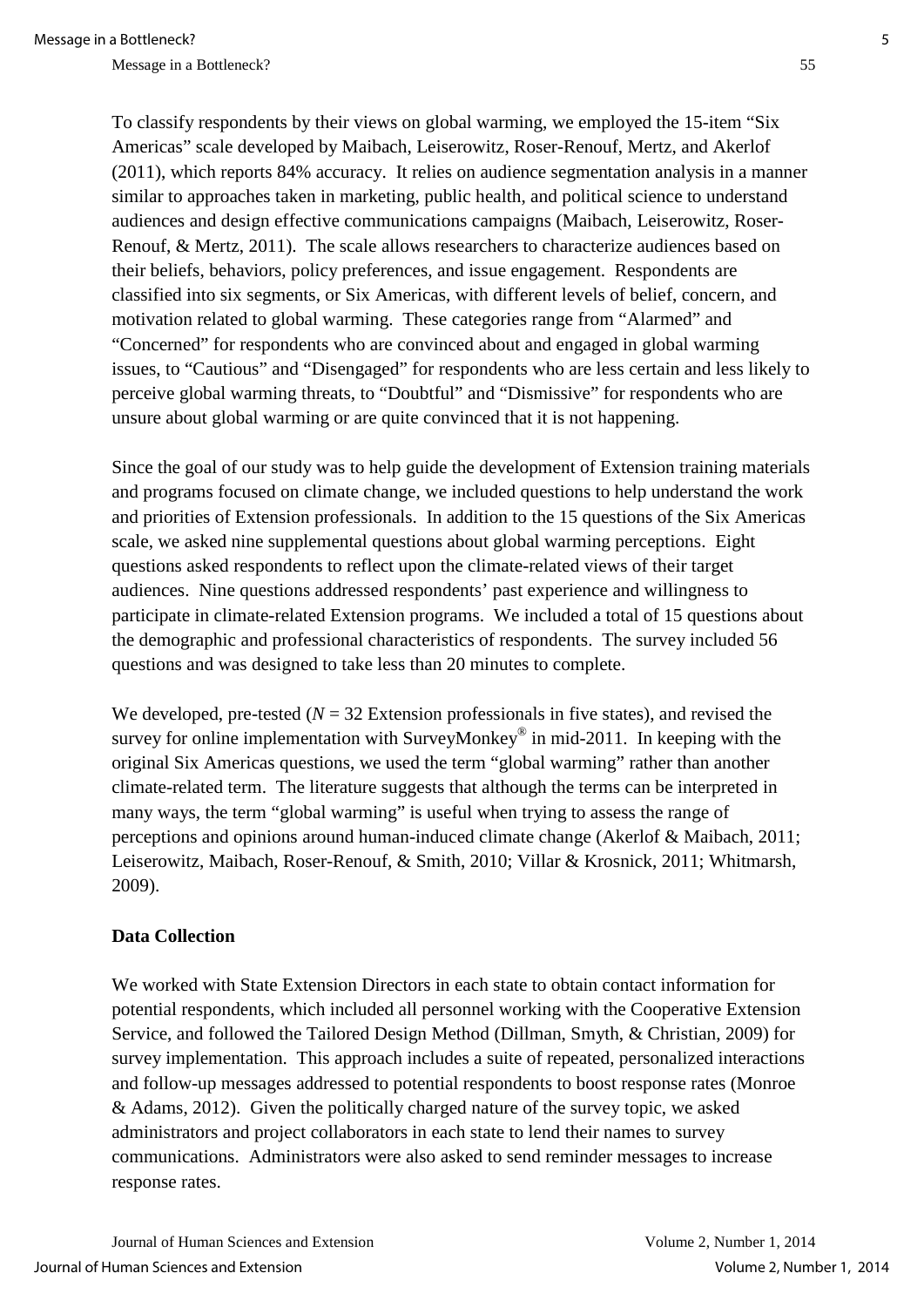To classify respondents by their views on global warming, we employed the 15-item "Six Americas" scale developed by Maibach, Leiserowitz, Roser-Renouf, Mertz, and Akerlof (2011), which reports 84% accuracy. It relies on audience segmentation analysis in a manner similar to approaches taken in marketing, public health, and political science to understand audiences and design effective communications campaigns (Maibach, Leiserowitz, Roser-Renouf, & Mertz, 2011). The scale allows researchers to characterize audiences based on their beliefs, behaviors, policy preferences, and issue engagement. Respondents are classified into six segments, or Six Americas, with different levels of belief, concern, and motivation related to global warming. These categories range from "Alarmed" and "Concerned" for respondents who are convinced about and engaged in global warming issues, to "Cautious" and "Disengaged" for respondents who are less certain and less likely to perceive global warming threats, to "Doubtful" and "Dismissive" for respondents who are unsure about global warming or are quite convinced that it is not happening.

Since the goal of our study was to help guide the development of Extension training materials and programs focused on climate change, we included questions to help understand the work and priorities of Extension professionals. In addition to the 15 questions of the Six Americas scale, we asked nine supplemental questions about global warming perceptions. Eight questions asked respondents to reflect upon the climate-related views of their target audiences. Nine questions addressed respondents' past experience and willingness to participate in climate-related Extension programs. We included a total of 15 questions about the demographic and professional characteristics of respondents. The survey included 56 questions and was designed to take less than 20 minutes to complete.

We developed, pre-tested ($N$ = 32 Extension professionals in five states), and revised the survey for online implementation with SurveyMonkey® in mid-2011. In keeping with the original Six Americas questions, we used the term "global warming" rather than another climate-related term. The literature suggests that although the terms can be interpreted in many ways, the term "global warming" is useful when trying to assess the range of perceptions and opinions around human-induced climate change (Akerlof & Maibach, 2011; Leiserowitz, Maibach, Roser-Renouf, & Smith, 2010; Villar & Krosnick, 2011; Whitmarsh, 2009).

### Data Collection

We worked with State Extension Directors in each state to obtain contact information for potential respondents, which included all personnel working with the Cooperative Extension Service, and followed the Tailored Design Method (Dillman, Smyth, & Christian, 2009) for survey implementation. This approach includes a suite of repeated, personalized interactions and follow-up messages addressed to potential respondents to boost response rates (Monroe & Adams, 2012). Given the politically charged nature of the survey topic, we asked administrators and project collaborators in each state to lend their names to survey communications. Administrators were also asked to send reminder messages to increase response rates.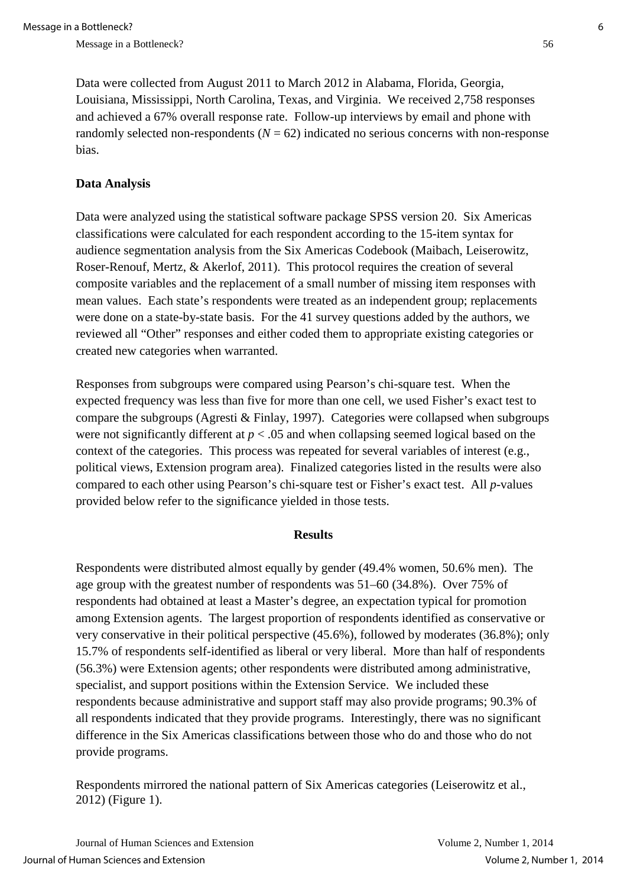Data were collected from August 2011 to March 2012 in Alabama, Florida, Georgia, Louisiana, Mississippi, North Carolina, Texas, and Virginia. We received 2,758 responses and achieved a 67% overall response rate. Follow-up interviews by email and phone with randomly selected non-respondents ($N = 62$) indicated no serious concerns with non-response bias.

**Data Analysis**

Data were analyzed using the statistical software package SPSS version 20. Six Americas classifications were calculated for each respondent according to the 15-item syntax for audience segmentation analysis from the Six Americas Codebook (Maibach, Leiserowitz, Roser-Renouf, Mertz, & Akerlof, 2011). This protocol requires the creation of several composite variables and the replacement of a small number of missing item responses with mean values. Each state's respondents were treated as an independent group; replacements were done on a state-by-state basis. For the 41 survey questions added by the authors, we reviewed all "Other" responses and either coded them to appropriate existing categories or created new categories when warranted.

Responses from subgroups were compared using Pearson's chi-square test. When the expected frequency was less than five for more than one cell, we used Fisher's exact test to compare the subgroups (Agresti & Finlay, 1997). Categories were collapsed when subgroups were not significantly different at $p < .05$ and when collapsing seemed logical based on the context of the categories. This process was repeated for several variables of interest (e.g., political views, Extension program area). Finalized categories listed in the results were also compared to each other using Pearson's chi-square test or Fisher's exact test. All *p*-values provided below refer to the significance yielded in those tests.

## Results

Respondents were distributed almost equally by gender (49.4% women, 50.6% men). The age group with the greatest number of respondents was 51–60 (34.8%). Over 75% of respondents had obtained at least a Master's degree, an expectation typical for promotion among Extension agents. The largest proportion of respondents identified as conservative or very conservative in their political perspective (45.6%), followed by moderates (36.8%); only 15.7% of respondents self-identified as liberal or very liberal. More than half of respondents (56.3%) were Extension agents; other respondents were distributed among administrative, specialist, and support positions within the Extension Service. We included these respondents because administrative and support staff may also provide programs; 90.3% of all respondents indicated that they provide programs. Interestingly, there was no significant difference in the Six Americas classifications between those who do and those who do not provide programs.

Respondents mirrored the national pattern of Six Americas categories (Leiserowitz et al., 2012) (Figure 1).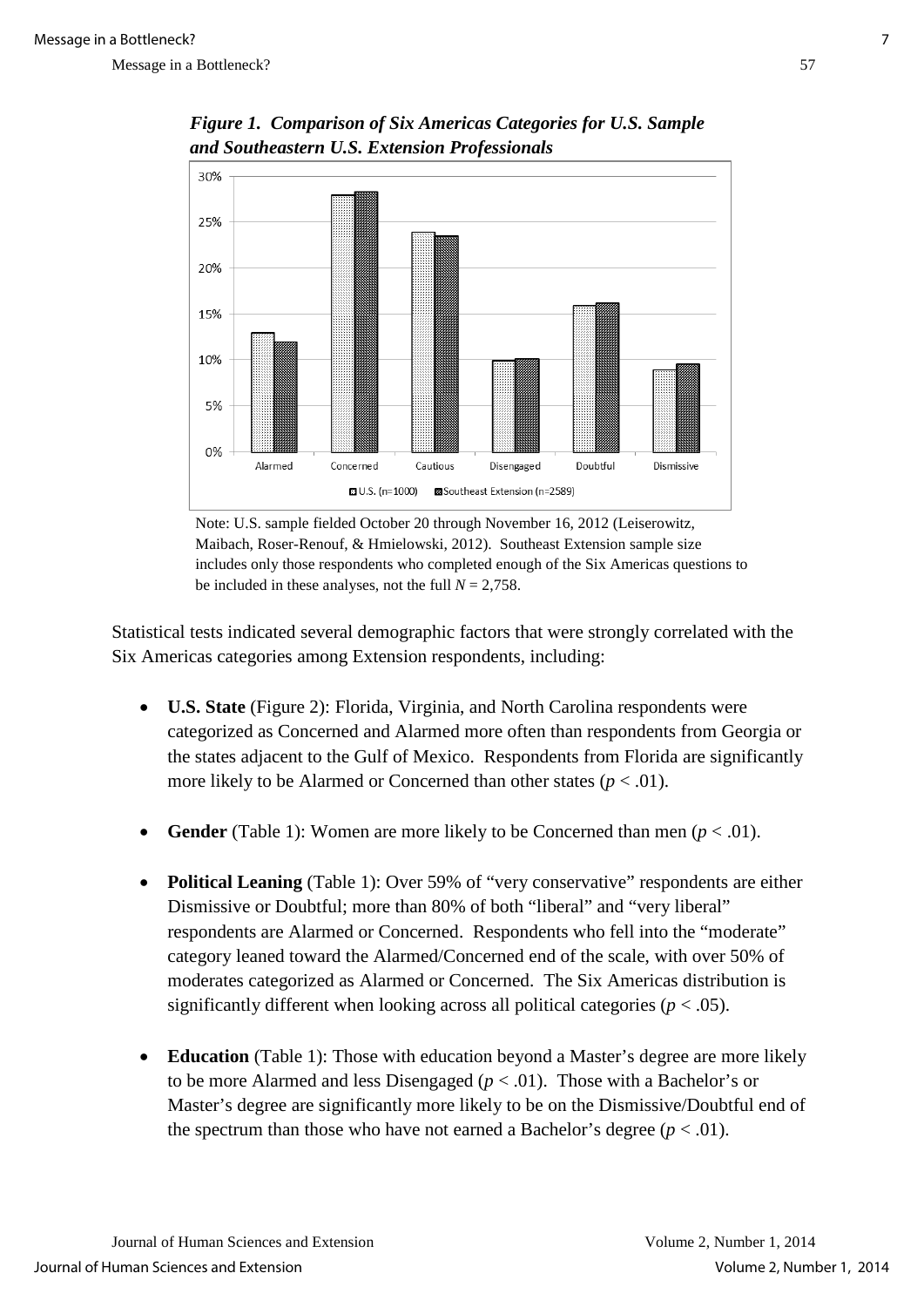*Figure 1. Comparison of Six Americas Categories for U.S. Sample and Southeastern U.S. Extension Professionals*

Note: U.S. sample fielded October 20 through November 16, 2012 (Leiserowitz, Maibach, Roser-Renouf, & Hmielowski, 2012). Southeast Extension sample size includes only those respondents who completed enough of the Six Americas questions to be included in these analyses, not the full $N = 2{,}758$.

Statistical tests indicated several demographic factors that were strongly correlated with the Six Americas categories among Extension respondents, including:

- **U.S. State** (Figure 2): Florida, Virginia, and North Carolina respondents were categorized as Concerned and Alarmed more often than respondents from Georgia or the states adjacent to the Gulf of Mexico. Respondents from Florida are significantly more likely to be Alarmed or Concerned than other states ($p < .01$).

- **Gender** (Table 1): Women are more likely to be Concerned than men ($p < .01$).

- **Political Leaning** (Table 1): Over 59% of "very conservative" respondents are either Dismissive or Doubtful; more than 80% of both "liberal" and "very liberal" respondents are Alarmed or Concerned. Respondents who fell into the "moderate" category leaned toward the Alarmed/Concerned end of the scale, with over 50% of moderates categorized as Alarmed or Concerned. The Six Americas distribution is significantly different when looking across all political categories ($p < .05$).

- **Education** (Table 1): Those with education beyond a Master's degree are more likely to be more Alarmed and less Disengaged ($p < .01$). Those with a Bachelor's or Master's degree are significantly more likely to be on the Dismissive/Doubtful end of the spectrum than those who have not earned a Bachelor's degree ($p < .01$).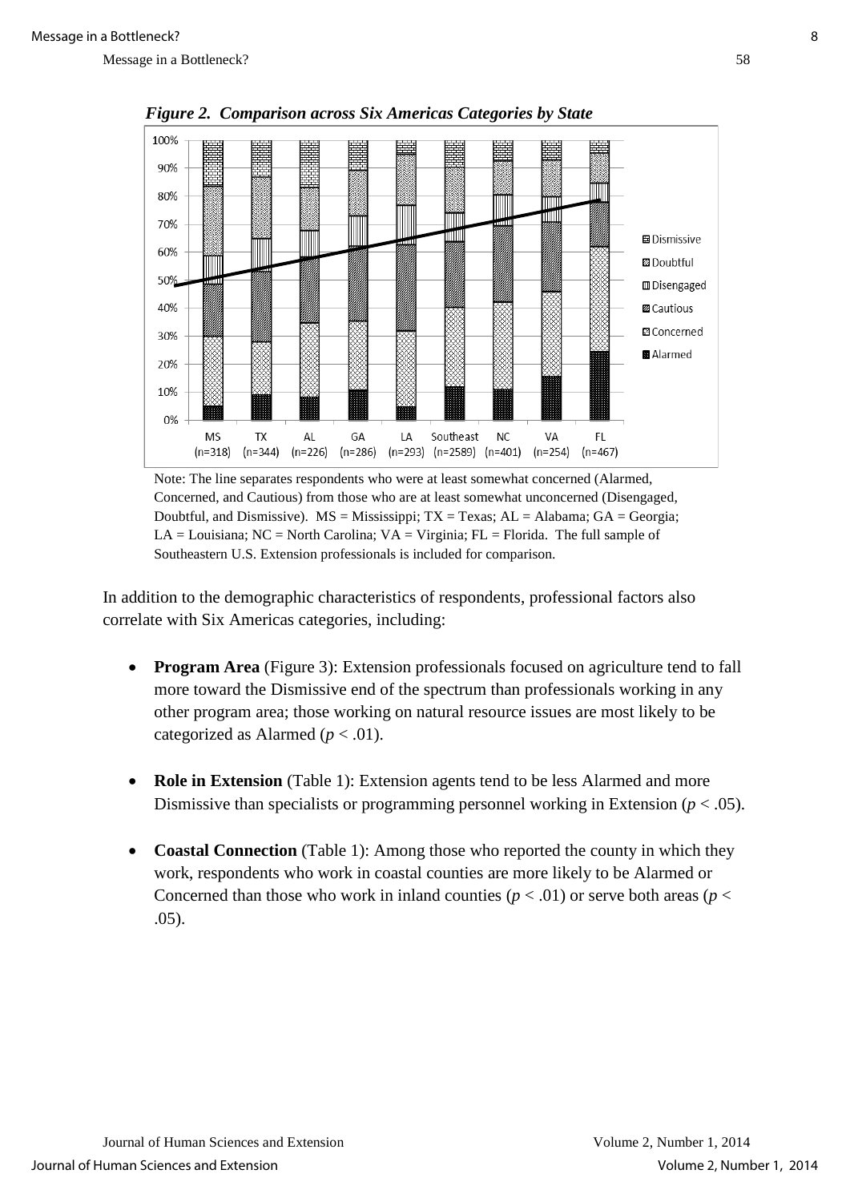*Figure 2. Comparison across Six Americas Categories by State*

Note: The line separates respondents who were at least somewhat concerned (Alarmed, Concerned, and Cautious) from those who are at least somewhat unconcerned (Disengaged, Doubtful, and Dismissive). MS = Mississippi; TX = Texas; AL = Alabama; GA = Georgia; LA = Louisiana; NC = North Carolina; VA = Virginia; FL = Florida. The full sample of Southeastern U.S. Extension professionals is included for comparison.

In addition to the demographic characteristics of respondents, professional factors also correlate with Six Americas categories, including:

- **Program Area** (Figure 3): Extension professionals focused on agriculture tend to fall more toward the Dismissive end of the spectrum than professionals working in any other program area; those working on natural resource issues are most likely to be categorized as Alarmed ($p < .01$).

- **Role in Extension** (Table 1): Extension agents tend to be less Alarmed and more Dismissive than specialists or programming personnel working in Extension ($p < .05$).

- **Coastal Connection** (Table 1): Among those who reported the county in which they work, respondents who work in coastal counties are more likely to be Alarmed or Concerned than those who work in inland counties ($p < .01$) or serve both areas ($p < .05$).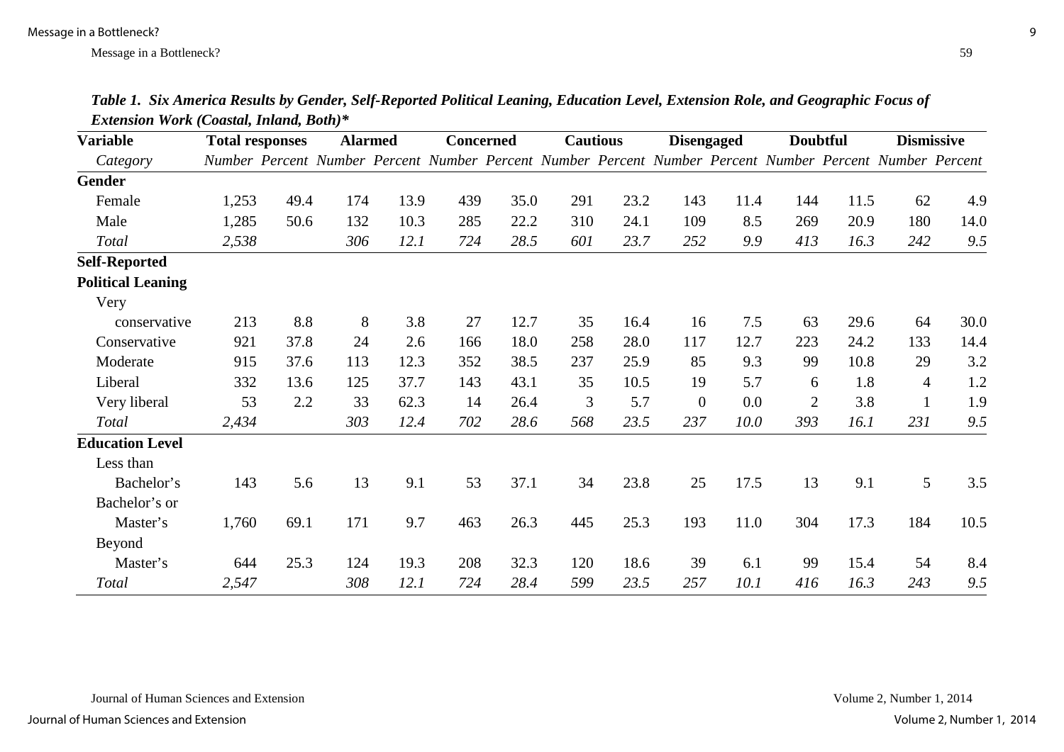***Table 1. Six America Results by Gender, Self-Reported Political Leaning, Education Level, Extension Role, and Geographic Focus of Extension Work (Coastal, Inland, Both)****

| **Variable** | **Total responses** | | **Alarmed** | | **Concerned** | | **Cautious** | | **Disengaged** | | **Doubtful** | | **Dismissive** | |
|---|---|---|---|---|---|---|---|---|---|---|---|---|---|---|
| *Category* | *Number* | *Percent* | *Number* | *Percent* | *Number* | *Percent* | *Number* | *Percent* | *Number* | *Percent* | *Number* | *Percent* | *Number* | *Percent* |
| **Gender** | | | | | | | | | | | | | | |
| Female | 1,253 | 49.4 | 174 | 13.9 | 439 | 35.0 | 291 | 23.2 | 143 | 11.4 | 144 | 11.5 | 62 | 4.9 |
| Male | 1,285 | 50.6 | 132 | 10.3 | 285 | 22.2 | 310 | 24.1 | 109 | 8.5 | 269 | 20.9 | 180 | 14.0 |
| *Total* | *2,538* | | *306* | *12.1* | *724* | *28.5* | *601* | *23.7* | *252* | *9.9* | *413* | *16.3* | *242* | *9.5* |
| **Self-Reported Political Leaning** | | | | | | | | | | | | | | |
| Very conservative | 213 | 8.8 | 8 | 3.8 | 27 | 12.7 | 35 | 16.4 | 16 | 7.5 | 63 | 29.6 | 64 | 30.0 |
| Conservative | 921 | 37.8 | 24 | 2.6 | 166 | 18.0 | 258 | 28.0 | 117 | 12.7 | 223 | 24.2 | 133 | 14.4 |
| Moderate | 915 | 37.6 | 113 | 12.3 | 352 | 38.5 | 237 | 25.9 | 85 | 9.3 | 99 | 10.8 | 29 | 3.2 |
| Liberal | 332 | 13.6 | 125 | 37.7 | 143 | 43.1 | 35 | 10.5 | 19 | 5.7 | 6 | 1.8 | 4 | 1.2 |
| Very liberal | 53 | 2.2 | 33 | 62.3 | 14 | 26.4 | 3 | 5.7 | 0 | 0.0 | 2 | 3.8 | 1 | 1.9 |
| *Total* | *2,434* | | *303* | *12.4* | *702* | *28.6* | *568* | *23.5* | *237* | *10.0* | *393* | *16.1* | *231* | *9.5* |
| **Education Level** | | | | | | | | | | | | | | |
| Less than Bachelor's | 143 | 5.6 | 13 | 9.1 | 53 | 37.1 | 34 | 23.8 | 25 | 17.5 | 13 | 9.1 | 5 | 3.5 |
| Bachelor's or Master's | 1,760 | 69.1 | 171 | 9.7 | 463 | 26.3 | 445 | 25.3 | 193 | 11.0 | 304 | 17.3 | 184 | 10.5 |
| Beyond Master's | 644 | 25.3 | 124 | 19.3 | 208 | 32.3 | 120 | 18.6 | 39 | 6.1 | 99 | 15.4 | 54 | 8.4 |
| *Total* | *2,547* | | *308* | *12.1* | *724* | *28.4* | *599* | *23.5* | *257* | *10.1* | *416* | *16.3* | *243* | *9.5* |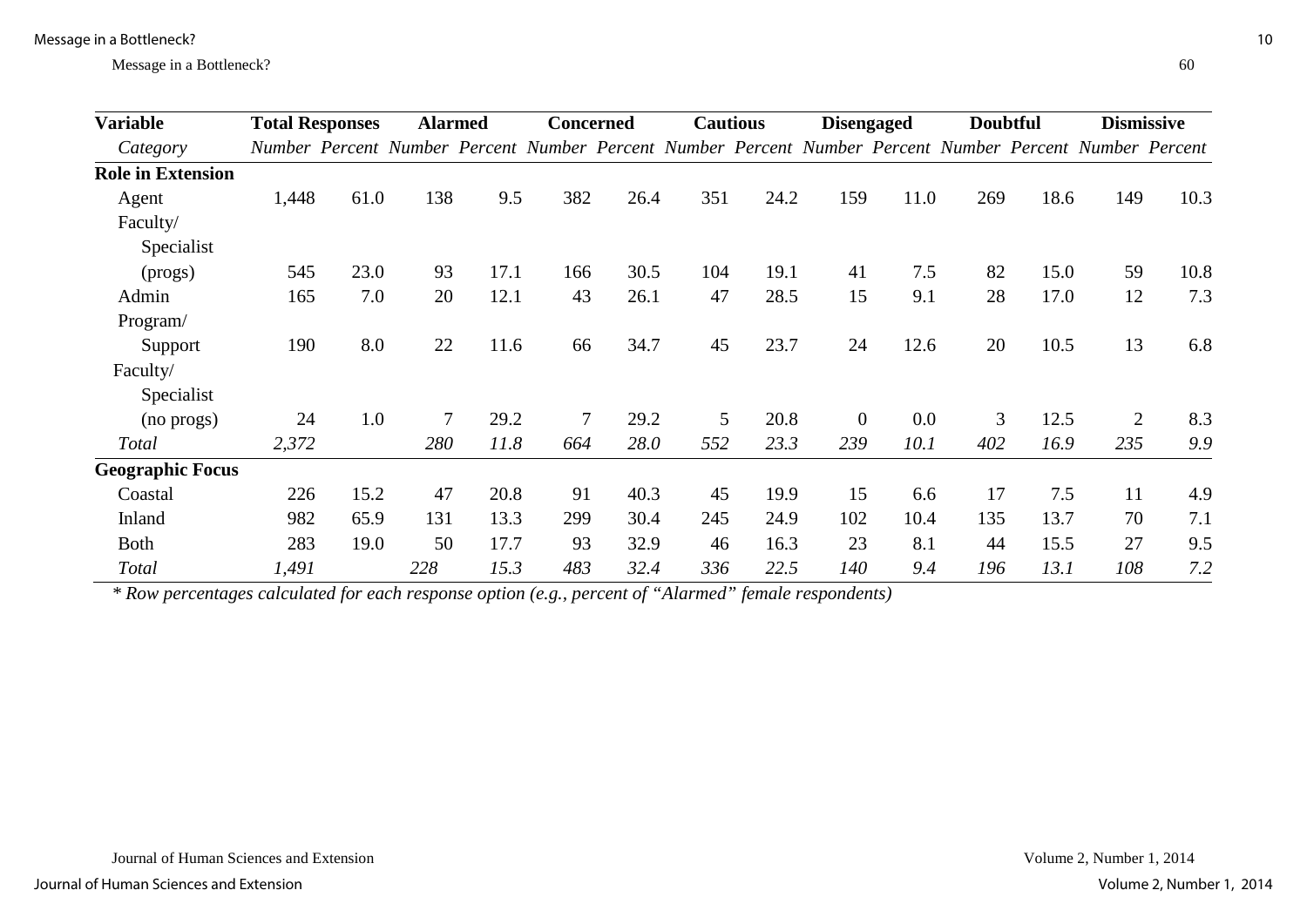| Variable | Total Responses | | Alarmed | | Concerned | | Cautious | | Disengaged | | Doubtful | | Dismissive | |
|---|---|---|---|---|---|---|---|---|---|---|---|---|---|---|
| *Category* | *Number* | *Percent* | *Number* | *Percent* | *Number* | *Percent* | *Number* | *Percent* | *Number* | *Percent* | *Number* | *Percent* | *Number* | *Percent* |
| **Role in Extension** | | | | | | | | | | | | | | |
| Agent | 1,448 | 61.0 | 138 | 9.5 | 382 | 26.4 | 351 | 24.2 | 159 | 11.0 | 269 | 18.6 | 149 | 10.3 |
| Faculty/ Specialist (progs) | 545 | 23.0 | 93 | 17.1 | 166 | 30.5 | 104 | 19.1 | 41 | 7.5 | 82 | 15.0 | 59 | 10.8 |
| Admin | 165 | 7.0 | 20 | 12.1 | 43 | 26.1 | 47 | 28.5 | 15 | 9.1 | 28 | 17.0 | 12 | 7.3 |
| Program/ Support | 190 | 8.0 | 22 | 11.6 | 66 | 34.7 | 45 | 23.7 | 24 | 12.6 | 20 | 10.5 | 13 | 6.8 |
| Faculty/ Specialist (no progs) | 24 | 1.0 | 7 | 29.2 | 7 | 29.2 | 5 | 20.8 | 0 | 0.0 | 3 | 12.5 | 2 | 8.3 |
| *Total* | *2,372* | | *280* | *11.8* | *664* | *28.0* | *552* | *23.3* | *239* | *10.1* | *402* | *16.9* | *235* | *9.9* |
| **Geographic Focus** | | | | | | | | | | | | | | |
| Coastal | 226 | 15.2 | 47 | 20.8 | 91 | 40.3 | 45 | 19.9 | 15 | 6.6 | 17 | 7.5 | 11 | 4.9 |
| Inland | 982 | 65.9 | 131 | 13.3 | 299 | 30.4 | 245 | 24.9 | 102 | 10.4 | 135 | 13.7 | 70 | 7.1 |
| Both | 283 | 19.0 | 50 | 17.7 | 93 | 32.9 | 46 | 16.3 | 23 | 8.1 | 44 | 15.5 | 27 | 9.5 |
| *Total* | *1,491* | | *228* | *15.3* | *483* | *32.4* | *336* | *22.5* | *140* | *9.4* | *196* | *13.1* | *108* | *7.2* |

*\* Row percentages calculated for each response option (e.g., percent of "Alarmed" female respondents)*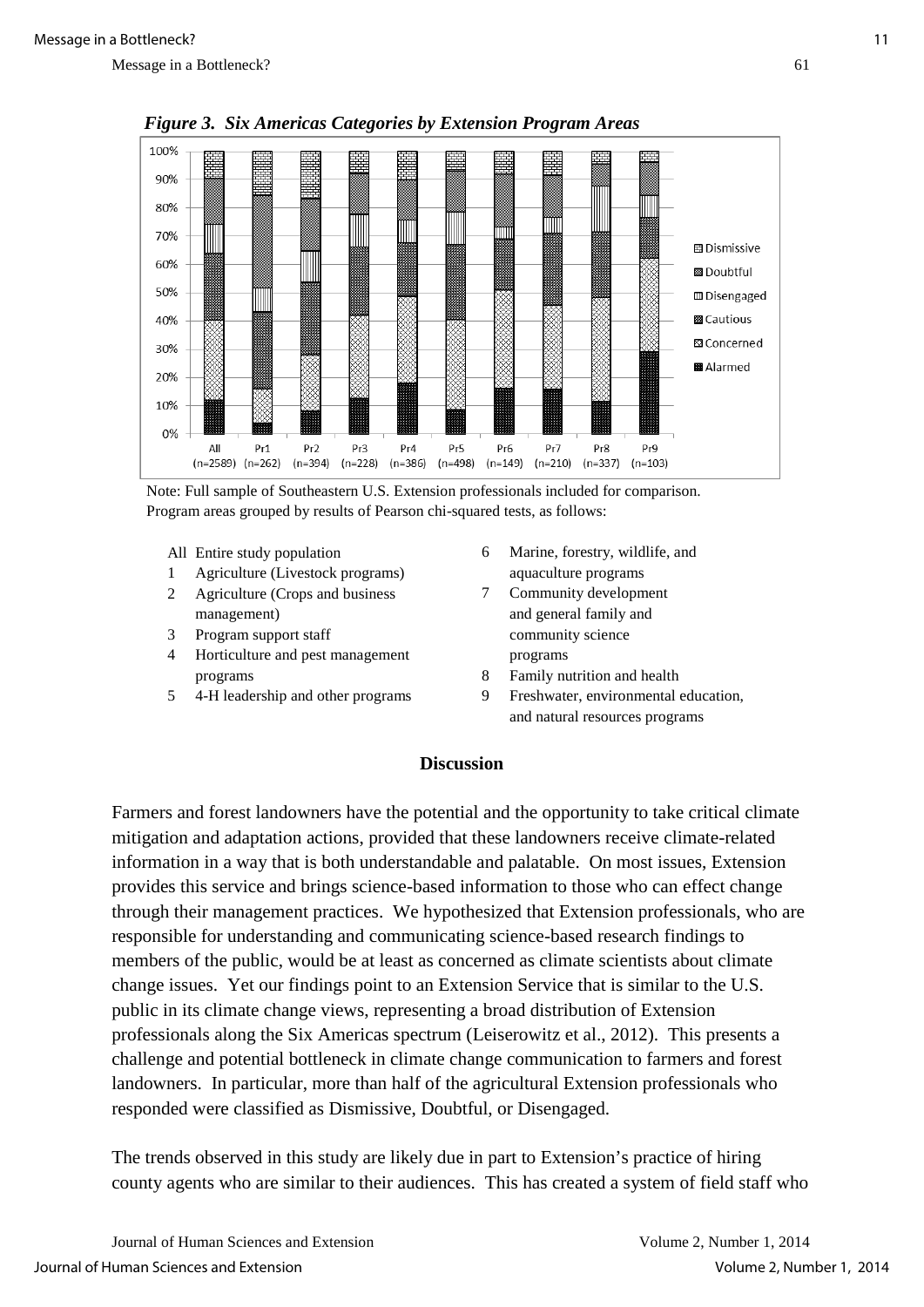*Figure 3. Six Americas Categories by Extension Program Areas*

Note: Full sample of Southeastern U.S. Extension professionals included for comparison. Program areas grouped by results of Pearson chi-squared tests, as follows:

- All Entire study population
- 1 Agriculture (Livestock programs)
- 2 Agriculture (Crops and business management)
- 3 Program support staff
- 4 Horticulture and pest management programs
- 5 4-H leadership and other programs
- 6 Marine, forestry, wildlife, and aquaculture programs
- 7 Community development and general family and community science programs
- 8 Family nutrition and health
- 9 Freshwater, environmental education, and natural resources programs

## Discussion

Farmers and forest landowners have the potential and the opportunity to take critical climate mitigation and adaptation actions, provided that these landowners receive climate-related information in a way that is both understandable and palatable. On most issues, Extension provides this service and brings science-based information to those who can effect change through their management practices. We hypothesized that Extension professionals, who are responsible for understanding and communicating science-based research findings to members of the public, would be at least as concerned as climate scientists about climate change issues. Yet our findings point to an Extension Service that is similar to the U.S. public in its climate change views, representing a broad distribution of Extension professionals along the Six Americas spectrum (Leiserowitz et al., 2012). This presents a challenge and potential bottleneck in climate change communication to farmers and forest landowners. In particular, more than half of the agricultural Extension professionals who responded were classified as Dismissive, Doubtful, or Disengaged.

The trends observed in this study are likely due in part to Extension's practice of hiring county agents who are similar to their audiences. This has created a system of field staff who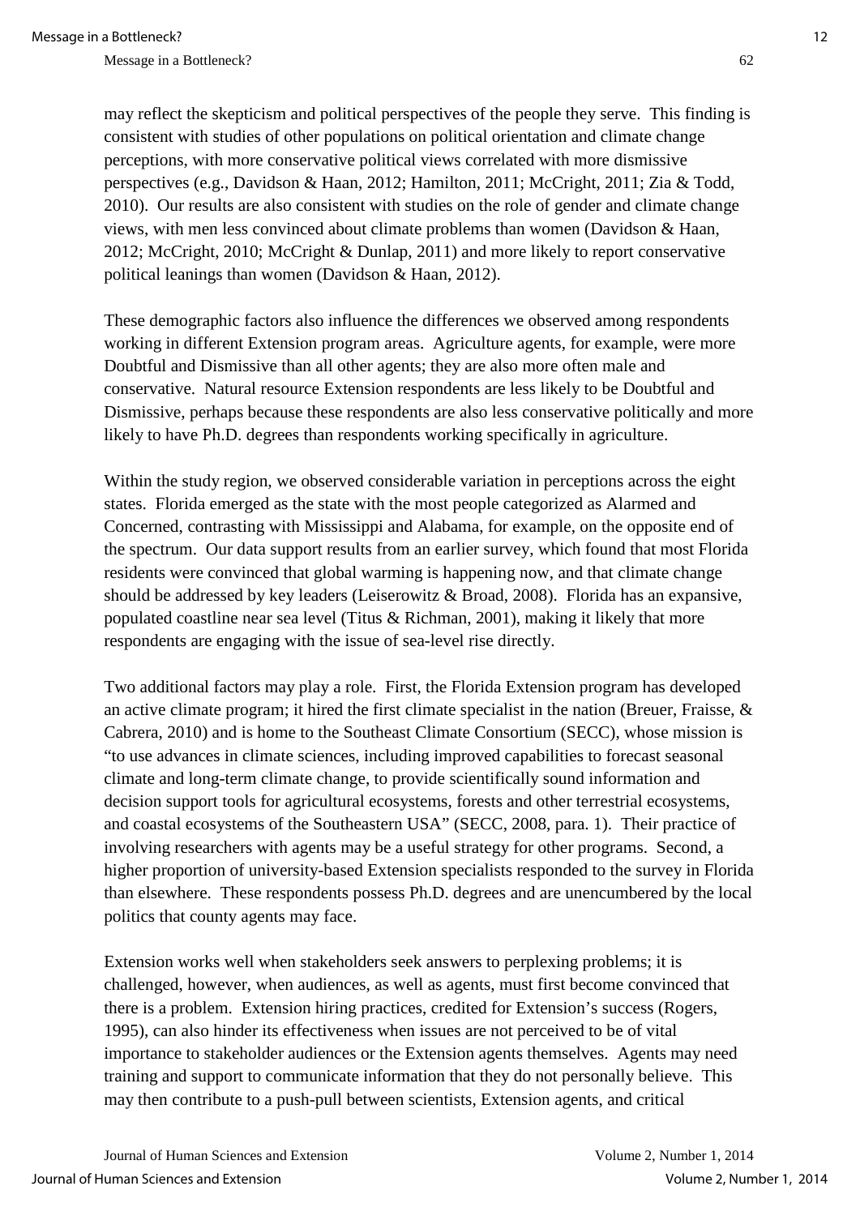may reflect the skepticism and political perspectives of the people they serve. This finding is consistent with studies of other populations on political orientation and climate change perceptions, with more conservative political views correlated with more dismissive perspectives (e.g., Davidson & Haan, 2012; Hamilton, 2011; McCright, 2011; Zia & Todd, 2010). Our results are also consistent with studies on the role of gender and climate change views, with men less convinced about climate problems than women (Davidson & Haan, 2012; McCright, 2010; McCright & Dunlap, 2011) and more likely to report conservative political leanings than women (Davidson & Haan, 2012).

These demographic factors also influence the differences we observed among respondents working in different Extension program areas. Agriculture agents, for example, were more Doubtful and Dismissive than all other agents; they are also more often male and conservative. Natural resource Extension respondents are less likely to be Doubtful and Dismissive, perhaps because these respondents are also less conservative politically and more likely to have Ph.D. degrees than respondents working specifically in agriculture.

Within the study region, we observed considerable variation in perceptions across the eight states. Florida emerged as the state with the most people categorized as Alarmed and Concerned, contrasting with Mississippi and Alabama, for example, on the opposite end of the spectrum. Our data support results from an earlier survey, which found that most Florida residents were convinced that global warming is happening now, and that climate change should be addressed by key leaders (Leiserowitz & Broad, 2008). Florida has an expansive, populated coastline near sea level (Titus & Richman, 2001), making it likely that more respondents are engaging with the issue of sea-level rise directly.

Two additional factors may play a role. First, the Florida Extension program has developed an active climate program; it hired the first climate specialist in the nation (Breuer, Fraisse, & Cabrera, 2010) and is home to the Southeast Climate Consortium (SECC), whose mission is "to use advances in climate sciences, including improved capabilities to forecast seasonal climate and long-term climate change, to provide scientifically sound information and decision support tools for agricultural ecosystems, forests and other terrestrial ecosystems, and coastal ecosystems of the Southeastern USA" (SECC, 2008, para. 1). Their practice of involving researchers with agents may be a useful strategy for other programs. Second, a higher proportion of university-based Extension specialists responded to the survey in Florida than elsewhere. These respondents possess Ph.D. degrees and are unencumbered by the local politics that county agents may face.

Extension works well when stakeholders seek answers to perplexing problems; it is challenged, however, when audiences, as well as agents, must first become convinced that there is a problem. Extension hiring practices, credited for Extension's success (Rogers, 1995), can also hinder its effectiveness when issues are not perceived to be of vital importance to stakeholder audiences or the Extension agents themselves. Agents may need training and support to communicate information that they do not personally believe. This may then contribute to a push-pull between scientists, Extension agents, and critical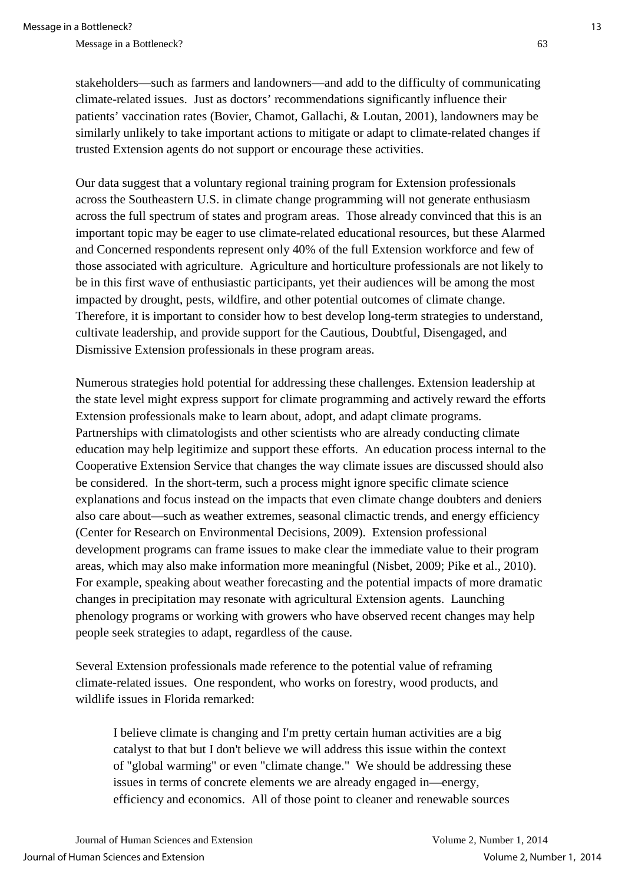stakeholders—such as farmers and landowners—and add to the difficulty of communicating climate-related issues. Just as doctors' recommendations significantly influence their patients' vaccination rates (Bovier, Chamot, Gallachi, & Loutan, 2001), landowners may be similarly unlikely to take important actions to mitigate or adapt to climate-related changes if trusted Extension agents do not support or encourage these activities.

Our data suggest that a voluntary regional training program for Extension professionals across the Southeastern U.S. in climate change programming will not generate enthusiasm across the full spectrum of states and program areas. Those already convinced that this is an important topic may be eager to use climate-related educational resources, but these Alarmed and Concerned respondents represent only 40% of the full Extension workforce and few of those associated with agriculture. Agriculture and horticulture professionals are not likely to be in this first wave of enthusiastic participants, yet their audiences will be among the most impacted by drought, pests, wildfire, and other potential outcomes of climate change. Therefore, it is important to consider how to best develop long-term strategies to understand, cultivate leadership, and provide support for the Cautious, Doubtful, Disengaged, and Dismissive Extension professionals in these program areas.

Numerous strategies hold potential for addressing these challenges. Extension leadership at the state level might express support for climate programming and actively reward the efforts Extension professionals make to learn about, adopt, and adapt climate programs. Partnerships with climatologists and other scientists who are already conducting climate education may help legitimize and support these efforts. An education process internal to the Cooperative Extension Service that changes the way climate issues are discussed should also be considered. In the short-term, such a process might ignore specific climate science explanations and focus instead on the impacts that even climate change doubters and deniers also care about—such as weather extremes, seasonal climactic trends, and energy efficiency (Center for Research on Environmental Decisions, 2009). Extension professional development programs can frame issues to make clear the immediate value to their program areas, which may also make information more meaningful (Nisbet, 2009; Pike et al., 2010). For example, speaking about weather forecasting and the potential impacts of more dramatic changes in precipitation may resonate with agricultural Extension agents. Launching phenology programs or working with growers who have observed recent changes may help people seek strategies to adapt, regardless of the cause.

Several Extension professionals made reference to the potential value of reframing climate-related issues. One respondent, who works on forestry, wood products, and wildlife issues in Florida remarked:

> I believe climate is changing and I'm pretty certain human activities are a big catalyst to that but I don't believe we will address this issue within the context of "global warming" or even "climate change." We should be addressing these issues in terms of concrete elements we are already engaged in—energy, efficiency and economics. All of those point to cleaner and renewable sources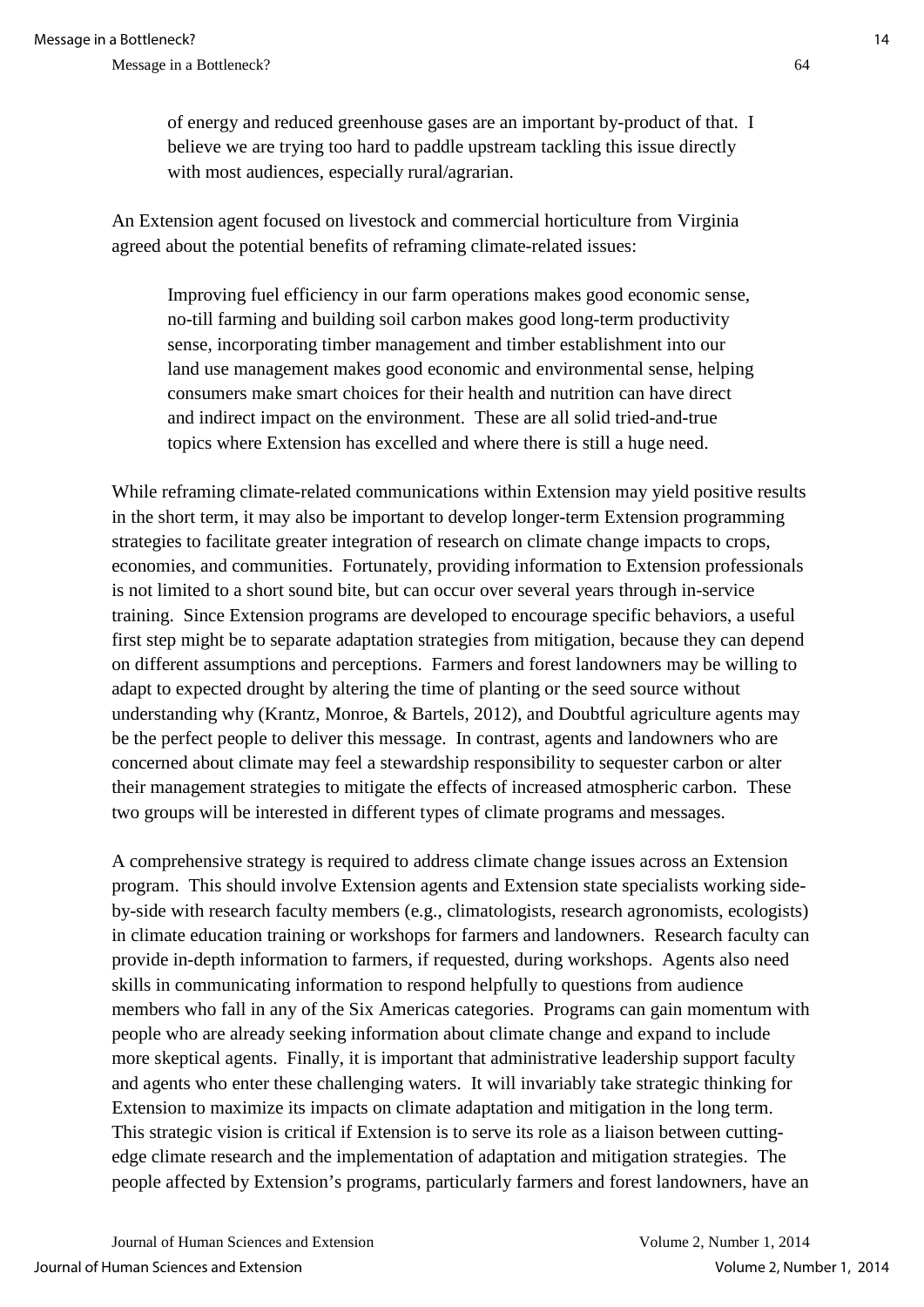> of energy and reduced greenhouse gases are an important by-product of that. I believe we are trying too hard to paddle upstream tackling this issue directly with most audiences, especially rural/agrarian.

An Extension agent focused on livestock and commercial horticulture from Virginia agreed about the potential benefits of reframing climate-related issues:

> Improving fuel efficiency in our farm operations makes good economic sense, no-till farming and building soil carbon makes good long-term productivity sense, incorporating timber management and timber establishment into our land use management makes good economic and environmental sense, helping consumers make smart choices for their health and nutrition can have direct and indirect impact on the environment. These are all solid tried-and-true topics where Extension has excelled and where there is still a huge need.

While reframing climate-related communications within Extension may yield positive results in the short term, it may also be important to develop longer-term Extension programming strategies to facilitate greater integration of research on climate change impacts to crops, economies, and communities. Fortunately, providing information to Extension professionals is not limited to a short sound bite, but can occur over several years through in-service training. Since Extension programs are developed to encourage specific behaviors, a useful first step might be to separate adaptation strategies from mitigation, because they can depend on different assumptions and perceptions. Farmers and forest landowners may be willing to adapt to expected drought by altering the time of planting or the seed source without understanding why (Krantz, Monroe, & Bartels, 2012), and Doubtful agriculture agents may be the perfect people to deliver this message. In contrast, agents and landowners who are concerned about climate may feel a stewardship responsibility to sequester carbon or alter their management strategies to mitigate the effects of increased atmospheric carbon. These two groups will be interested in different types of climate programs and messages.

A comprehensive strategy is required to address climate change issues across an Extension program. This should involve Extension agents and Extension state specialists working side-by-side with research faculty members (e.g., climatologists, research agronomists, ecologists) in climate education training or workshops for farmers and landowners. Research faculty can provide in-depth information to farmers, if requested, during workshops. Agents also need skills in communicating information to respond helpfully to questions from audience members who fall in any of the Six Americas categories. Programs can gain momentum with people who are already seeking information about climate change and expand to include more skeptical agents. Finally, it is important that administrative leadership support faculty and agents who enter these challenging waters. It will invariably take strategic thinking for Extension to maximize its impacts on climate adaptation and mitigation in the long term. This strategic vision is critical if Extension is to serve its role as a liaison between cutting-edge climate research and the implementation of adaptation and mitigation strategies. The people affected by Extension's programs, particularly farmers and forest landowners, have an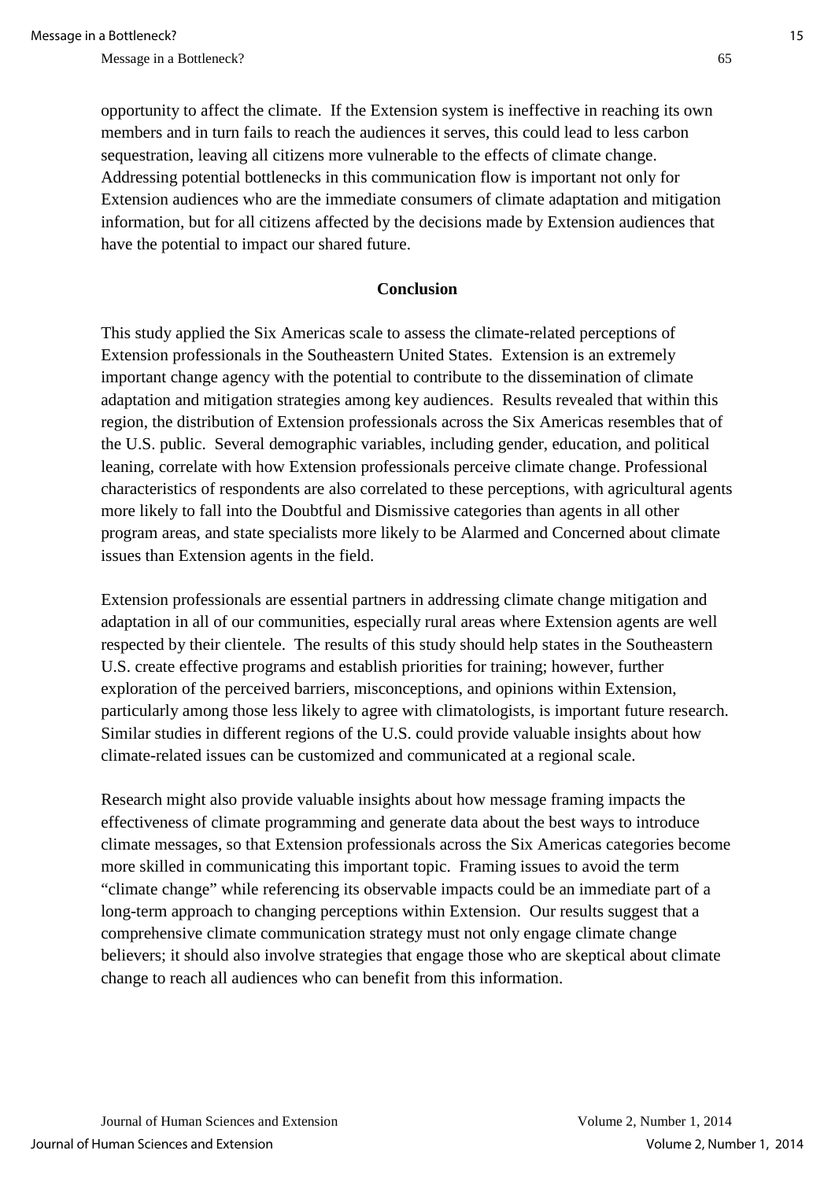opportunity to affect the climate. If the Extension system is ineffective in reaching its own members and in turn fails to reach the audiences it serves, this could lead to less carbon sequestration, leaving all citizens more vulnerable to the effects of climate change. Addressing potential bottlenecks in this communication flow is important not only for Extension audiences who are the immediate consumers of climate adaptation and mitigation information, but for all citizens affected by the decisions made by Extension audiences that have the potential to impact our shared future.

## Conclusion

This study applied the Six Americas scale to assess the climate-related perceptions of Extension professionals in the Southeastern United States. Extension is an extremely important change agency with the potential to contribute to the dissemination of climate adaptation and mitigation strategies among key audiences. Results revealed that within this region, the distribution of Extension professionals across the Six Americas resembles that of the U.S. public. Several demographic variables, including gender, education, and political leaning, correlate with how Extension professionals perceive climate change. Professional characteristics of respondents are also correlated to these perceptions, with agricultural agents more likely to fall into the Doubtful and Dismissive categories than agents in all other program areas, and state specialists more likely to be Alarmed and Concerned about climate issues than Extension agents in the field.

Extension professionals are essential partners in addressing climate change mitigation and adaptation in all of our communities, especially rural areas where Extension agents are well respected by their clientele. The results of this study should help states in the Southeastern U.S. create effective programs and establish priorities for training; however, further exploration of the perceived barriers, misconceptions, and opinions within Extension, particularly among those less likely to agree with climatologists, is important future research. Similar studies in different regions of the U.S. could provide valuable insights about how climate-related issues can be customized and communicated at a regional scale.

Research might also provide valuable insights about how message framing impacts the effectiveness of climate programming and generate data about the best ways to introduce climate messages, so that Extension professionals across the Six Americas categories become more skilled in communicating this important topic. Framing issues to avoid the term "climate change" while referencing its observable impacts could be an immediate part of a long-term approach to changing perceptions within Extension. Our results suggest that a comprehensive climate communication strategy must not only engage climate change believers; it should also involve strategies that engage those who are skeptical about climate change to reach all audiences who can benefit from this information.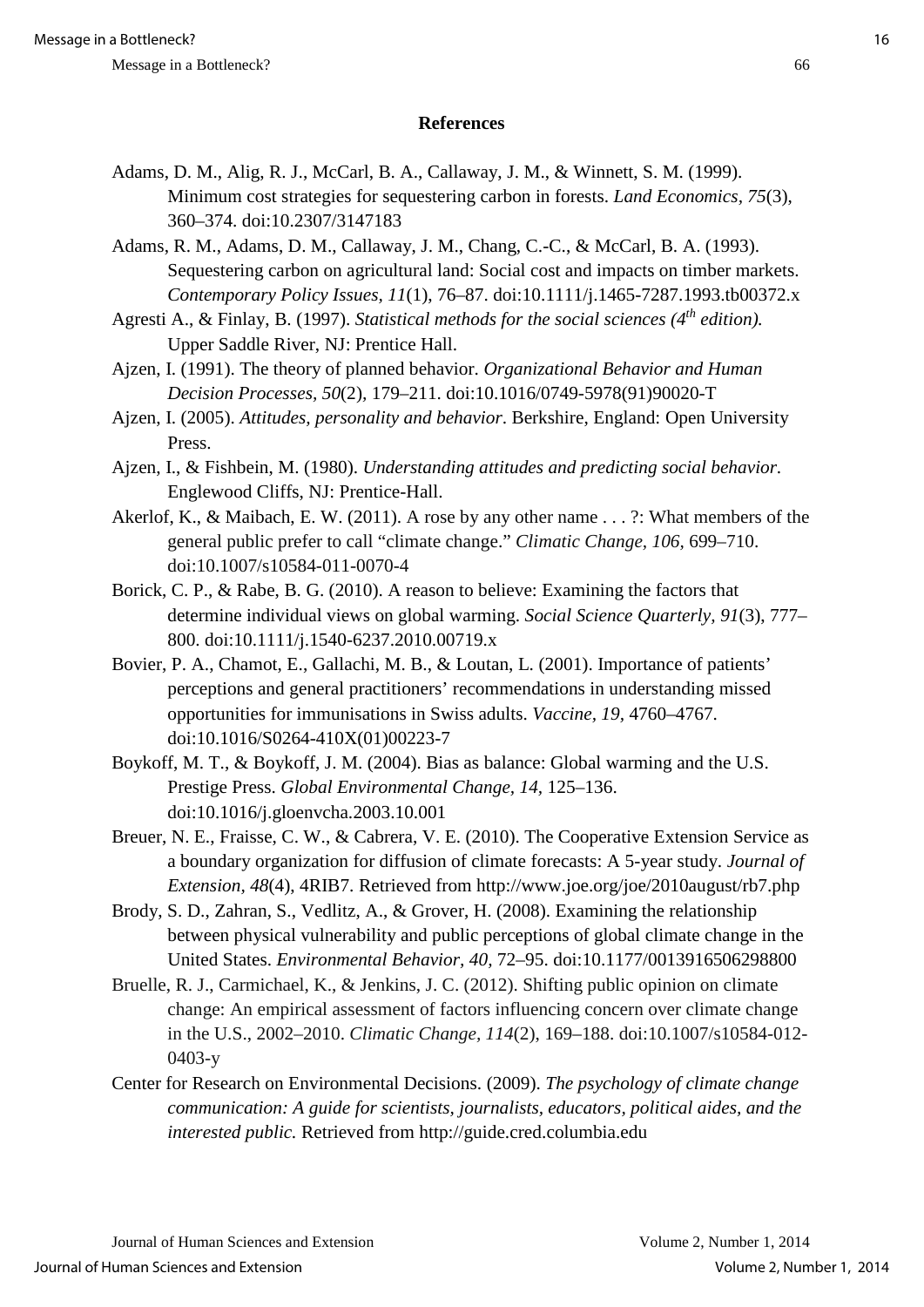## References

Adams, D. M., Alig, R. J., McCarl, B. A., Callaway, J. M., & Winnett, S. M. (1999). Minimum cost strategies for sequestering carbon in forests. *Land Economics*, *75*(3), 360–374. doi:10.2307/3147183

Adams, R. M., Adams, D. M., Callaway, J. M., Chang, C.-C., & McCarl, B. A. (1993). Sequestering carbon on agricultural land: Social cost and impacts on timber markets. *Contemporary Policy Issues*, *11*(1), 76–87. doi:10.1111/j.1465-7287.1993.tb00372.x

Agresti A., & Finlay, B. (1997). *Statistical methods for the social sciences (4th edition).* Upper Saddle River, NJ: Prentice Hall.

Ajzen, I. (1991). The theory of planned behavior. *Organizational Behavior and Human Decision Processes*, *50*(2), 179–211. doi:10.1016/0749-5978(91)90020-T

Ajzen, I. (2005). *Attitudes, personality and behavior*. Berkshire, England: Open University Press.

Ajzen, I., & Fishbein, M. (1980). *Understanding attitudes and predicting social behavior*. Englewood Cliffs, NJ: Prentice-Hall.

Akerlof, K., & Maibach, E. W. (2011). A rose by any other name . . . ?: What members of the general public prefer to call "climate change." *Climatic Change*, *106*, 699–710. doi:10.1007/s10584-011-0070-4

Borick, C. P., & Rabe, B. G. (2010). A reason to believe: Examining the factors that determine individual views on global warming. *Social Science Quarterly*, *91*(3), 777–800. doi:10.1111/j.1540-6237.2010.00719.x

Bovier, P. A., Chamot, E., Gallachi, M. B., & Loutan, L. (2001). Importance of patients' perceptions and general practitioners' recommendations in understanding missed opportunities for immunisations in Swiss adults. *Vaccine*, *19*, 4760–4767. doi:10.1016/S0264-410X(01)00223-7

Boykoff, M. T., & Boykoff, J. M. (2004). Bias as balance: Global warming and the U.S. Prestige Press. *Global Environmental Change*, *14*, 125–136. doi:10.1016/j.gloenvcha.2003.10.001

Breuer, N. E., Fraisse, C. W., & Cabrera, V. E. (2010). The Cooperative Extension Service as a boundary organization for diffusion of climate forecasts: A 5-year study. *Journal of Extension*, *48*(4), 4RIB7. Retrieved from http://www.joe.org/joe/2010august/rb7.php

Brody, S. D., Zahran, S., Vedlitz, A., & Grover, H. (2008). Examining the relationship between physical vulnerability and public perceptions of global climate change in the United States. *Environmental Behavior*, *40*, 72–95. doi:10.1177/0013916506298800

Bruelle, R. J., Carmichael, K., & Jenkins, J. C. (2012). Shifting public opinion on climate change: An empirical assessment of factors influencing concern over climate change in the U.S., 2002–2010. *Climatic Change*, *114*(2), 169–188. doi:10.1007/s10584-012-0403-y

Center for Research on Environmental Decisions. (2009). *The psychology of climate change communication: A guide for scientists, journalists, educators, political aides, and the interested public.* Retrieved from http://guide.cred.columbia.edu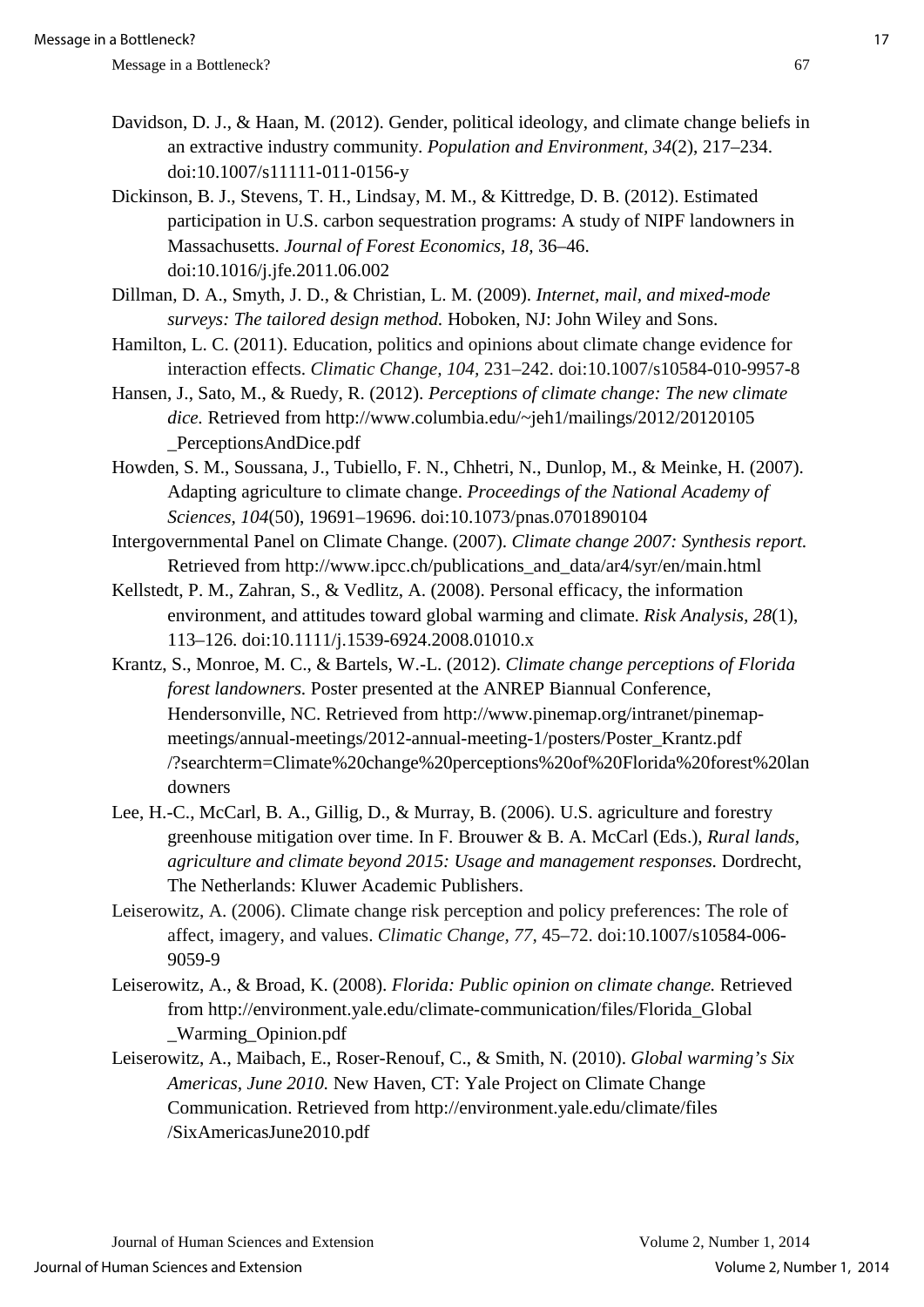Davidson, D. J., & Haan, M. (2012). Gender, political ideology, and climate change beliefs in an extractive industry community. *Population and Environment, 34*(2), 217–234. doi:10.1007/s11111-011-0156-y

Dickinson, B. J., Stevens, T. H., Lindsay, M. M., & Kittredge, D. B. (2012). Estimated participation in U.S. carbon sequestration programs: A study of NIPF landowners in Massachusetts. *Journal of Forest Economics, 18*, 36–46. doi:10.1016/j.jfe.2011.06.002

Dillman, D. A., Smyth, J. D., & Christian, L. M. (2009). *Internet, mail, and mixed-mode surveys: The tailored design method.* Hoboken, NJ: John Wiley and Sons.

Hamilton, L. C. (2011). Education, politics and opinions about climate change evidence for interaction effects. *Climatic Change, 104*, 231–242. doi:10.1007/s10584-010-9957-8

Hansen, J., Sato, M., & Ruedy, R. (2012). *Perceptions of climate change: The new climate dice.* Retrieved from http://www.columbia.edu/~jeh1/mailings/2012/20120105_PerceptionsAndDice.pdf

Howden, S. M., Soussana, J., Tubiello, F. N., Chhetri, N., Dunlop, M., & Meinke, H. (2007). Adapting agriculture to climate change. *Proceedings of the National Academy of Sciences, 104*(50), 19691–19696. doi:10.1073/pnas.0701890104

Intergovernmental Panel on Climate Change. (2007). *Climate change 2007: Synthesis report.* Retrieved from http://www.ipcc.ch/publications_and_data/ar4/syr/en/main.html

Kellstedt, P. M., Zahran, S., & Vedlitz, A. (2008). Personal efficacy, the information environment, and attitudes toward global warming and climate. *Risk Analysis, 28*(1), 113–126. doi:10.1111/j.1539-6924.2008.01010.x

Krantz, S., Monroe, M. C., & Bartels, W.-L. (2012). *Climate change perceptions of Florida forest landowners.* Poster presented at the ANREP Biannual Conference, Hendersonville, NC. Retrieved from http://www.pinemap.org/intranet/pinemap-meetings/annual-meetings/2012-annual-meeting-1/posters/Poster_Krantz.pdf/?searchterm=Climate%20change%20perceptions%20of%20Florida%20forest%20landowners

Lee, H.-C., McCarl, B. A., Gillig, D., & Murray, B. (2006). U.S. agriculture and forestry greenhouse mitigation over time. In F. Brouwer & B. A. McCarl (Eds.), *Rural lands, agriculture and climate beyond 2015: Usage and management responses.* Dordrecht, The Netherlands: Kluwer Academic Publishers.

Leiserowitz, A. (2006). Climate change risk perception and policy preferences: The role of affect, imagery, and values. *Climatic Change, 77*, 45–72. doi:10.1007/s10584-006-9059-9

Leiserowitz, A., & Broad, K. (2008). *Florida: Public opinion on climate change.* Retrieved from http://environment.yale.edu/climate-communication/files/Florida_Global_Warming_Opinion.pdf

Leiserowitz, A., Maibach, E., Roser-Renouf, C., & Smith, N. (2010). *Global warming's Six Americas, June 2010.* New Haven, CT: Yale Project on Climate Change Communication. Retrieved from http://environment.yale.edu/climate/files/SixAmericasJune2010.pdf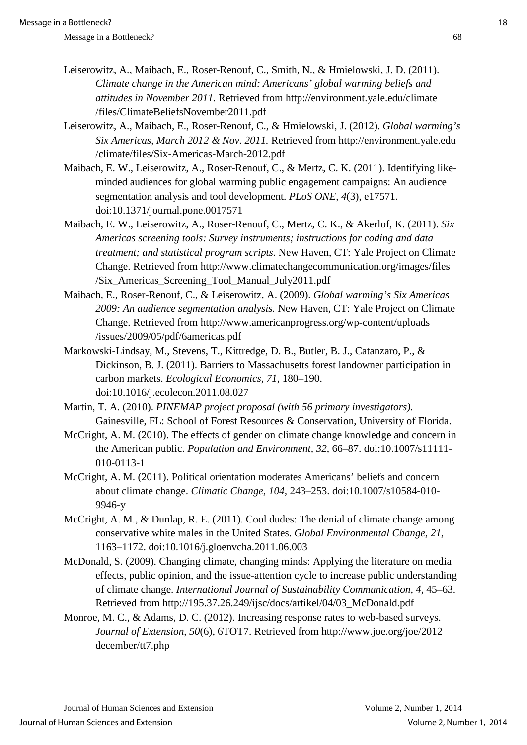Leiserowitz, A., Maibach, E., Roser-Renouf, C., Smith, N., & Hmielowski, J. D. (2011). *Climate change in the American mind: Americans' global warming beliefs and attitudes in November 2011.* Retrieved from http://environment.yale.edu/climate /files/ClimateBeliefsNovember2011.pdf

Leiserowitz, A., Maibach, E., Roser-Renouf, C., & Hmielowski, J. (2012). *Global warming's Six Americas, March 2012 & Nov. 2011.* Retrieved from http://environment.yale.edu /climate/files/Six-Americas-March-2012.pdf

Maibach, E. W., Leiserowitz, A., Roser-Renouf, C., & Mertz, C. K. (2011). Identifying like-minded audiences for global warming public engagement campaigns: An audience segmentation analysis and tool development. *PLoS ONE, 4*(3), e17571. doi:10.1371/journal.pone.0017571

Maibach, E. W., Leiserowitz, A., Roser-Renouf, C., Mertz, C. K., & Akerlof, K. (2011). *Six Americas screening tools: Survey instruments; instructions for coding and data treatment; and statistical program scripts.* New Haven, CT: Yale Project on Climate Change. Retrieved from http://www.climatechangecommunication.org/images/files /Six_Americas_Screening_Tool_Manual_July2011.pdf

Maibach, E., Roser-Renouf, C., & Leiserowitz, A. (2009). *Global warming's Six Americas 2009: An audience segmentation analysis.* New Haven, CT: Yale Project on Climate Change. Retrieved from http://www.americanprogress.org/wp-content/uploads /issues/2009/05/pdf/6americas.pdf

Markowski-Lindsay, M., Stevens, T., Kittredge, D. B., Butler, B. J., Catanzaro, P., & Dickinson, B. J. (2011). Barriers to Massachusetts forest landowner participation in carbon markets. *Ecological Economics, 71*, 180–190. doi:10.1016/j.ecolecon.2011.08.027

Martin, T. A. (2010). *PINEMAP project proposal (with 56 primary investigators).* Gainesville, FL: School of Forest Resources & Conservation, University of Florida.

McCright, A. M. (2010). The effects of gender on climate change knowledge and concern in the American public. *Population and Environment, 32*, 66–87. doi:10.1007/s11111-010-0113-1

McCright, A. M. (2011). Political orientation moderates Americans' beliefs and concern about climate change. *Climatic Change, 104*, 243–253. doi:10.1007/s10584-010-9946-y

McCright, A. M., & Dunlap, R. E. (2011). Cool dudes: The denial of climate change among conservative white males in the United States. *Global Environmental Change, 21*, 1163–1172. doi:10.1016/j.gloenvcha.2011.06.003

McDonald, S. (2009). Changing climate, changing minds: Applying the literature on media effects, public opinion, and the issue-attention cycle to increase public understanding of climate change. *International Journal of Sustainability Communication, 4*, 45–63. Retrieved from http://195.37.26.249/ijsc/docs/artikel/04/03_McDonald.pdf

Monroe, M. C., & Adams, D. C. (2012). Increasing response rates to web-based surveys. *Journal of Extension, 50*(6), 6TOT7. Retrieved from http://www.joe.org/joe/2012 december/tt7.php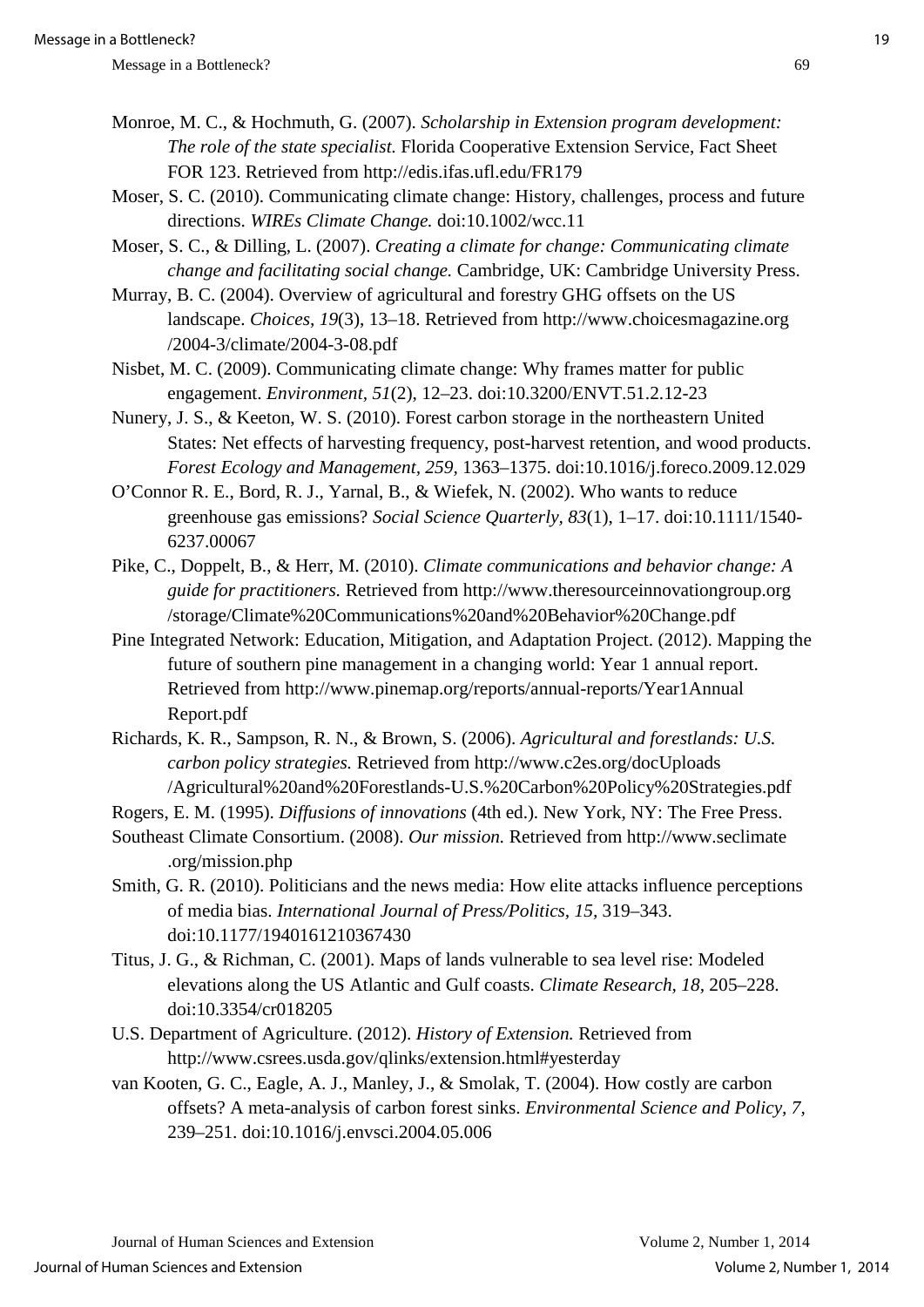Monroe, M. C., & Hochmuth, G. (2007). *Scholarship in Extension program development: The role of the state specialist.* Florida Cooperative Extension Service, Fact Sheet FOR 123. Retrieved from http://edis.ifas.ufl.edu/FR179

Moser, S. C. (2010). Communicating climate change: History, challenges, process and future directions. *WIREs Climate Change.* doi:10.1002/wcc.11

Moser, S. C., & Dilling, L. (2007). *Creating a climate for change: Communicating climate change and facilitating social change.* Cambridge, UK: Cambridge University Press.

Murray, B. C. (2004). Overview of agricultural and forestry GHG offsets on the US landscape. *Choices, 19*(3), 13–18. Retrieved from http://www.choicesmagazine.org/2004-3/climate/2004-3-08.pdf

Nisbet, M. C. (2009). Communicating climate change: Why frames matter for public engagement. *Environment, 51*(2), 12–23. doi:10.3200/ENVT.51.2.12-23

Nunery, J. S., & Keeton, W. S. (2010). Forest carbon storage in the northeastern United States: Net effects of harvesting frequency, post-harvest retention, and wood products. *Forest Ecology and Management, 259,* 1363–1375. doi:10.1016/j.foreco.2009.12.029

O'Connor R. E., Bord, R. J., Yarnal, B., & Wiefek, N. (2002). Who wants to reduce greenhouse gas emissions? *Social Science Quarterly, 83*(1), 1–17. doi:10.1111/1540-6237.00067

Pike, C., Doppelt, B., & Herr, M. (2010). *Climate communications and behavior change: A guide for practitioners.* Retrieved from http://www.theresourceinnovationgroup.org/storage/Climate%20Communications%20and%20Behavior%20Change.pdf

Pine Integrated Network: Education, Mitigation, and Adaptation Project. (2012). Mapping the future of southern pine management in a changing world: Year 1 annual report. Retrieved from http://www.pinemap.org/reports/annual-reports/Year1Annual Report.pdf

Richards, K. R., Sampson, R. N., & Brown, S. (2006). *Agricultural and forestlands: U.S. carbon policy strategies.* Retrieved from http://www.c2es.org/docUploads/Agricultural%20and%20Forestlands-U.S.%20Carbon%20Policy%20Strategies.pdf

Rogers, E. M. (1995). *Diffusions of innovations* (4th ed.). New York, NY: The Free Press.

Southeast Climate Consortium. (2008). *Our mission.* Retrieved from http://www.seclimate.org/mission.php

Smith, G. R. (2010). Politicians and the news media: How elite attacks influence perceptions of media bias. *International Journal of Press/Politics, 15,* 319–343. doi:10.1177/1940161210367430

Titus, J. G., & Richman, C. (2001). Maps of lands vulnerable to sea level rise: Modeled elevations along the US Atlantic and Gulf coasts. *Climate Research, 18,* 205–228. doi:10.3354/cr018205

U.S. Department of Agriculture. (2012). *History of Extension.* Retrieved from http://www.csrees.usda.gov/qlinks/extension.html#yesterday

van Kooten, G. C., Eagle, A. J., Manley, J., & Smolak, T. (2004). How costly are carbon offsets? A meta-analysis of carbon forest sinks. *Environmental Science and Policy, 7,* 239–251. doi:10.1016/j.envsci.2004.05.006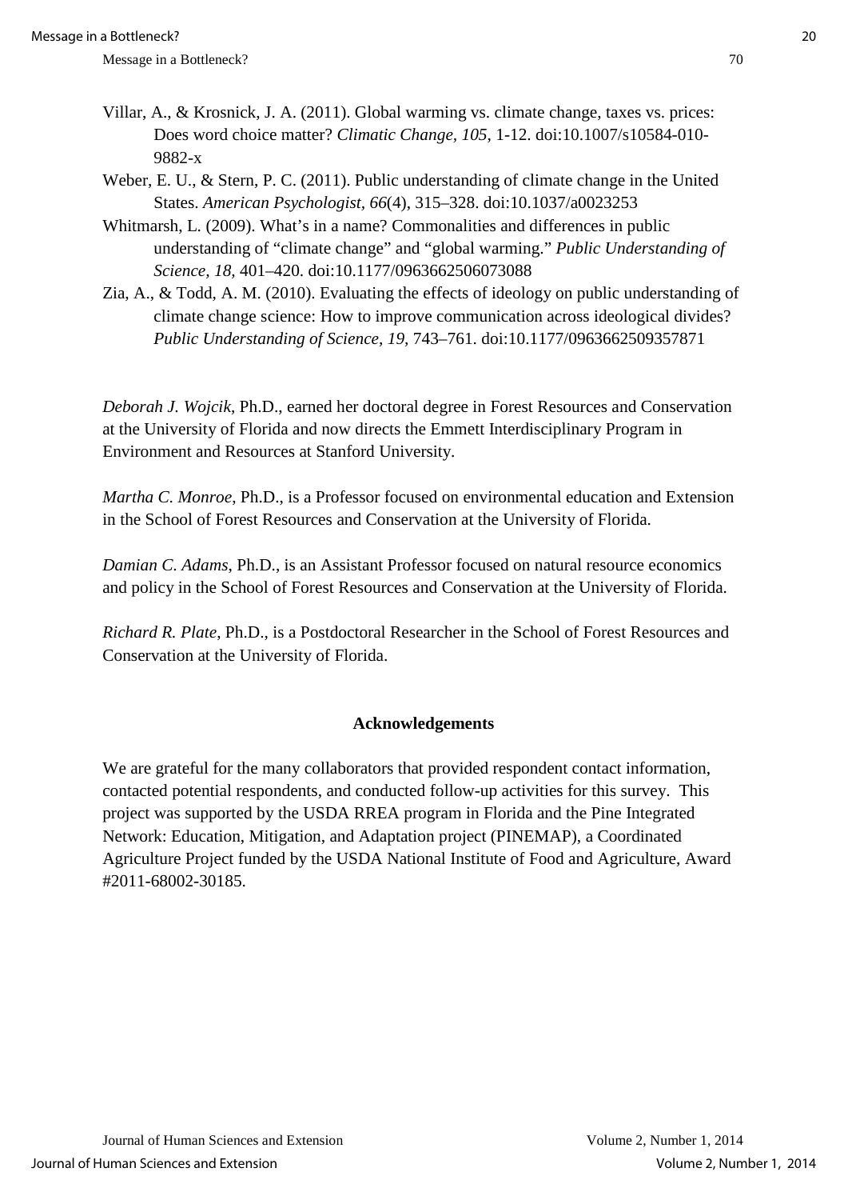Villar, A., & Krosnick, J. A. (2011). Global warming vs. climate change, taxes vs. prices: Does word choice matter? *Climatic Change, 105*, 1-12. doi:10.1007/s10584-010-9882-x

Weber, E. U., & Stern, P. C. (2011). Public understanding of climate change in the United States. *American Psychologist, 66*(4), 315–328. doi:10.1037/a0023253

Whitmarsh, L. (2009). What's in a name? Commonalities and differences in public understanding of "climate change" and "global warming." *Public Understanding of Science, 18,* 401–420. doi:10.1177/0963662506073088

Zia, A., & Todd, A. M. (2010). Evaluating the effects of ideology on public understanding of climate change science: How to improve communication across ideological divides? *Public Understanding of Science, 19,* 743–761. doi:10.1177/0963662509357871

*Deborah J. Wojcik*, Ph.D., earned her doctoral degree in Forest Resources and Conservation at the University of Florida and now directs the Emmett Interdisciplinary Program in Environment and Resources at Stanford University.

*Martha C. Monroe*, Ph.D., is a Professor focused on environmental education and Extension in the School of Forest Resources and Conservation at the University of Florida.

*Damian C. Adams*, Ph.D., is an Assistant Professor focused on natural resource economics and policy in the School of Forest Resources and Conservation at the University of Florida.

*Richard R. Plate*, Ph.D., is a Postdoctoral Researcher in the School of Forest Resources and Conservation at the University of Florida.

## Acknowledgements

We are grateful for the many collaborators that provided respondent contact information, contacted potential respondents, and conducted follow-up activities for this survey. This project was supported by the USDA RREA program in Florida and the Pine Integrated Network: Education, Mitigation, and Adaptation project (PINEMAP), a Coordinated Agriculture Project funded by the USDA National Institute of Food and Agriculture, Award #2011-68002-30185.